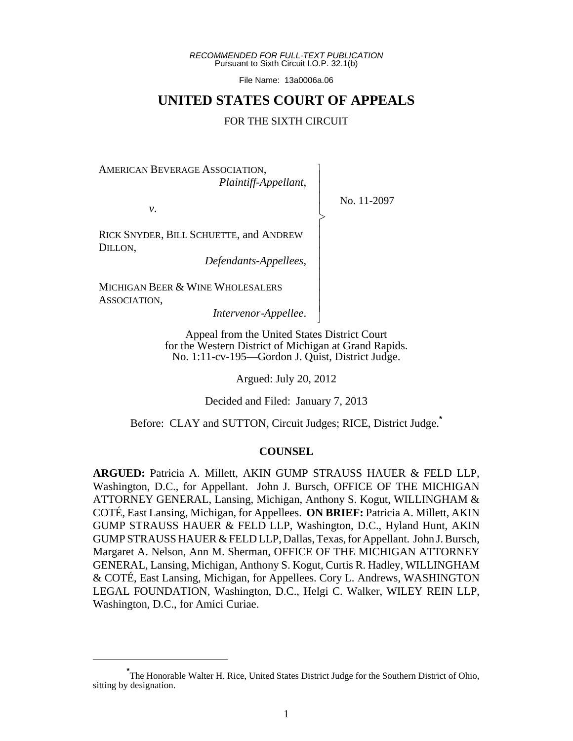*RECOMMENDED FOR FULL-TEXT PUBLICATION*
Pursuant to Sixth Circuit I.O.P. 32.1(b)

File Name: 13a0006a.06

# UNITED STATES COURT OF APPEALS

FOR THE SIXTH CIRCUIT

AMERICAN BEVERAGE ASSOCIATION,
*Plaintiff-Appellant*,

*v.*

RICK SNYDER, BILL SCHUETTE, and ANDREW DILLON,
*Defendants-Appellees*,

MICHIGAN BEER & WINE WHOLESALERS ASSOCIATION,
*Intervenor-Appellee*.

No. 11-2097

Appeal from the United States District Court
for the Western District of Michigan at Grand Rapids.
No. 1:11-cv-195—Gordon J. Quist, District Judge.

Argued: July 20, 2012

Decided and Filed: January 7, 2013

Before: CLAY and SUTTON, Circuit Judges; RICE, District Judge.[*]

## COUNSEL

**ARGUED:** Patricia A. Millett, AKIN GUMP STRAUSS HAUER & FELD LLP, Washington, D.C., for Appellant. John J. Bursch, OFFICE OF THE MICHIGAN ATTORNEY GENERAL, Lansing, Michigan, Anthony S. Kogut, WILLINGHAM & COTÉ, East Lansing, Michigan, for Appellees. **ON BRIEF:** Patricia A. Millett, AKIN GUMP STRAUSS HAUER & FELD LLP, Washington, D.C., Hyland Hunt, AKIN GUMP STRAUSS HAUER & FELD LLP, Dallas, Texas, for Appellant. John J. Bursch, Margaret A. Nelson, Ann M. Sherman, OFFICE OF THE MICHIGAN ATTORNEY GENERAL, Lansing, Michigan, Anthony S. Kogut, Curtis R. Hadley, WILLINGHAM & COTÉ, East Lansing, Michigan, for Appellees. Cory L. Andrews, WASHINGTON LEGAL FOUNDATION, Washington, D.C., Helgi C. Walker, WILEY REIN LLP, Washington, D.C., for Amici Curiae.

---

[*] The Honorable Walter H. Rice, United States District Judge for the Southern District of Ohio, sitting by designation.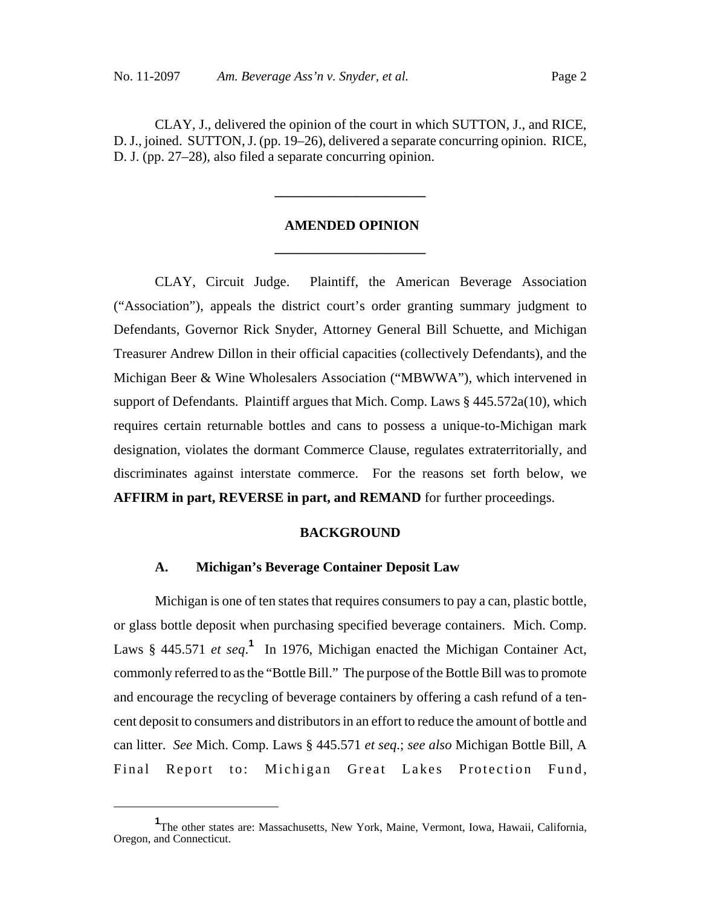CLAY, J., delivered the opinion of the court in which SUTTON, J., and RICE, D. J., joined. SUTTON, J. (pp. 19–26), delivered a separate concurring opinion. RICE, D. J. (pp. 27–28), also filed a separate concurring opinion.

---

## AMENDED OPINION

---

CLAY, Circuit Judge. Plaintiff, the American Beverage Association ("Association"), appeals the district court's order granting summary judgment to Defendants, Governor Rick Snyder, Attorney General Bill Schuette, and Michigan Treasurer Andrew Dillon in their official capacities (collectively Defendants), and the Michigan Beer & Wine Wholesalers Association ("MBWWA"), which intervened in support of Defendants. Plaintiff argues that Mich. Comp. Laws § 445.572a(10), which requires certain returnable bottles and cans to possess a unique-to-Michigan mark designation, violates the dormant Commerce Clause, regulates extraterritorially, and discriminates against interstate commerce. For the reasons set forth below, we **AFFIRM in part, REVERSE in part, and REMAND** for further proceedings.

## BACKGROUND

### A. Michigan's Beverage Container Deposit Law

Michigan is one of ten states that requires consumers to pay a can, plastic bottle, or glass bottle deposit when purchasing specified beverage containers. Mich. Comp. Laws § 445.571 *et seq.*[1] In 1976, Michigan enacted the Michigan Container Act, commonly referred to as the "Bottle Bill." The purpose of the Bottle Bill was to promote and encourage the recycling of beverage containers by offering a cash refund of a ten-cent deposit to consumers and distributors in an effort to reduce the amount of bottle and can litter. *See* Mich. Comp. Laws § 445.571 *et seq.*; *see also* Michigan Bottle Bill, A Final Report to: Michigan Great Lakes Protection Fund,

---

[1] The other states are: Massachusetts, New York, Maine, Vermont, Iowa, Hawaii, California, Oregon, and Connecticut.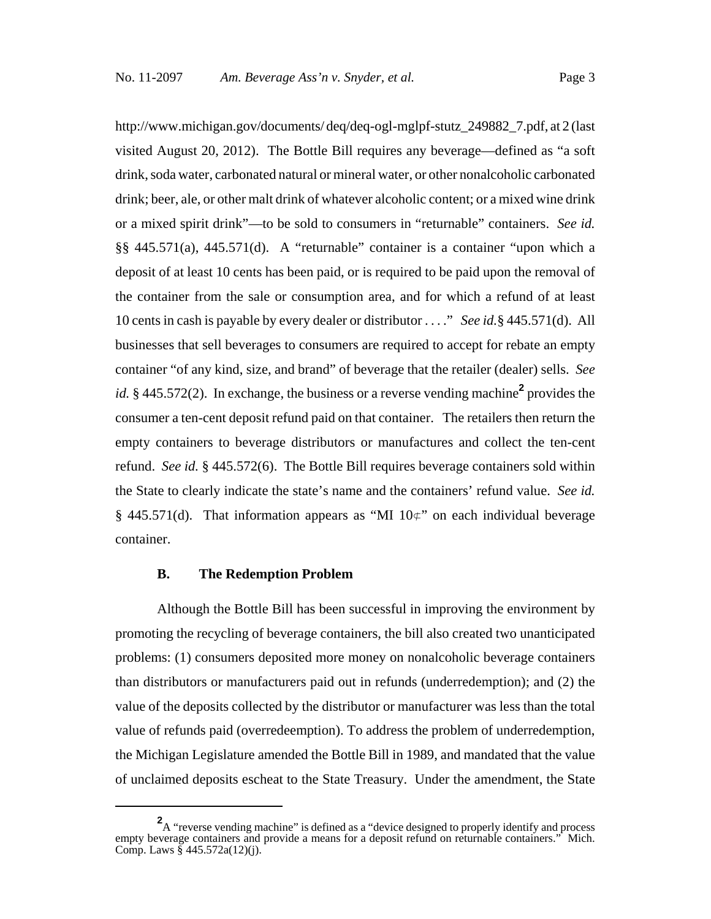http://www.michigan.gov/documents/ deq/deq-ogl-mglpf-stutz_249882_7.pdf, at 2 (last visited August 20, 2012). The Bottle Bill requires any beverage—defined as "a soft drink, soda water, carbonated natural or mineral water, or other nonalcoholic carbonated drink; beer, ale, or other malt drink of whatever alcoholic content; or a mixed wine drink or a mixed spirit drink"—to be sold to consumers in "returnable" containers. *See id.* §§ 445.571(a), 445.571(d). A "returnable" container is a container "upon which a deposit of at least 10 cents has been paid, or is required to be paid upon the removal of the container from the sale or consumption area, and for which a refund of at least 10 cents in cash is payable by every dealer or distributor . . . ." *See id.* § 445.571(d). All businesses that sell beverages to consumers are required to accept for rebate an empty container "of any kind, size, and brand" of beverage that the retailer (dealer) sells. *See id.* § 445.572(2). In exchange, the business or a reverse vending machine[2] provides the consumer a ten-cent deposit refund paid on that container. The retailers then return the empty containers to beverage distributors or manufactures and collect the ten-cent refund. *See id.* § 445.572(6). The Bottle Bill requires beverage containers sold within the State to clearly indicate the state's name and the containers' refund value. *See id.* § 445.571(d). That information appears as "MI 10¢" on each individual beverage container.

### B. The Redemption Problem

Although the Bottle Bill has been successful in improving the environment by promoting the recycling of beverage containers, the bill also created two unanticipated problems: (1) consumers deposited more money on nonalcoholic beverage containers than distributors or manufacturers paid out in refunds (underredemption); and (2) the value of the deposits collected by the distributor or manufacturer was less than the total value of refunds paid (overredeemption). To address the problem of underredemption, the Michigan Legislature amended the Bottle Bill in 1989, and mandated that the value of unclaimed deposits escheat to the State Treasury. Under the amendment, the State

[2] A "reverse vending machine" is defined as a "device designed to properly identify and process empty beverage containers and provide a means for a deposit refund on returnable containers." Mich. Comp. Laws § 445.572a(12)(j).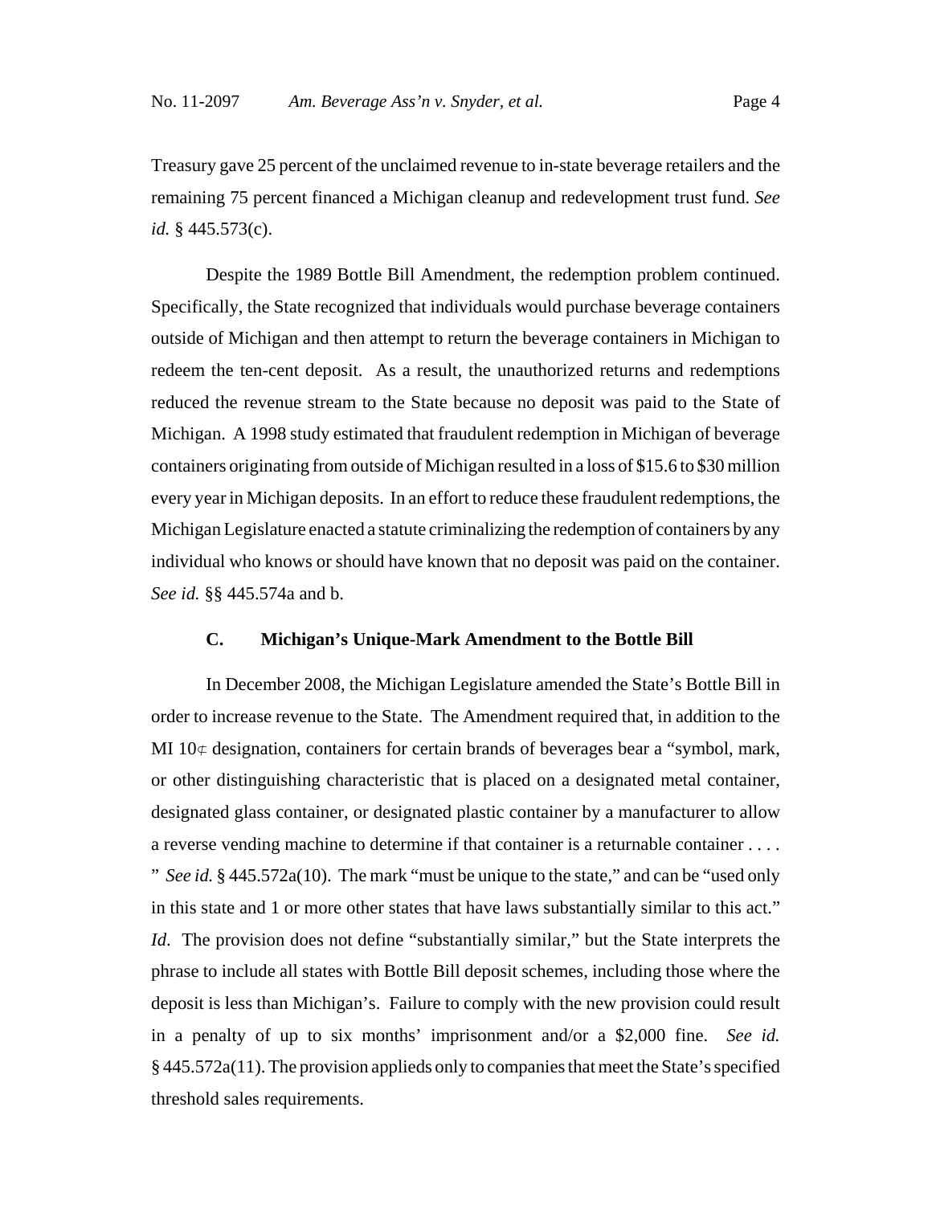Treasury gave 25 percent of the unclaimed revenue to in-state beverage retailers and the remaining 75 percent financed a Michigan cleanup and redevelopment trust fund. *See id.* § 445.573(c).

Despite the 1989 Bottle Bill Amendment, the redemption problem continued. Specifically, the State recognized that individuals would purchase beverage containers outside of Michigan and then attempt to return the beverage containers in Michigan to redeem the ten-cent deposit. As a result, the unauthorized returns and redemptions reduced the revenue stream to the State because no deposit was paid to the State of Michigan. A 1998 study estimated that fraudulent redemption in Michigan of beverage containers originating from outside of Michigan resulted in a loss of $15.6 to $30 million every year in Michigan deposits. In an effort to reduce these fraudulent redemptions, the Michigan Legislature enacted a statute criminalizing the redemption of containers by any individual who knows or should have known that no deposit was paid on the container. *See id.* §§ 445.574a and b.

### C. Michigan's Unique-Mark Amendment to the Bottle Bill

In December 2008, the Michigan Legislature amended the State's Bottle Bill in order to increase revenue to the State. The Amendment required that, in addition to the MI 10¢ designation, containers for certain brands of beverages bear a "symbol, mark, or other distinguishing characteristic that is placed on a designated metal container, designated glass container, or designated plastic container by a manufacturer to allow a reverse vending machine to determine if that container is a returnable container . . . . " *See id.* § 445.572a(10). The mark "must be unique to the state," and can be "used only in this state and 1 or more other states that have laws substantially similar to this act." *Id*. The provision does not define "substantially similar," but the State interprets the phrase to include all states with Bottle Bill deposit schemes, including those where the deposit is less than Michigan's. Failure to comply with the new provision could result in a penalty of up to six months' imprisonment and/or a $2,000 fine. *See id.* § 445.572a(11). The provision applieds only to companies that meet the State's specified threshold sales requirements.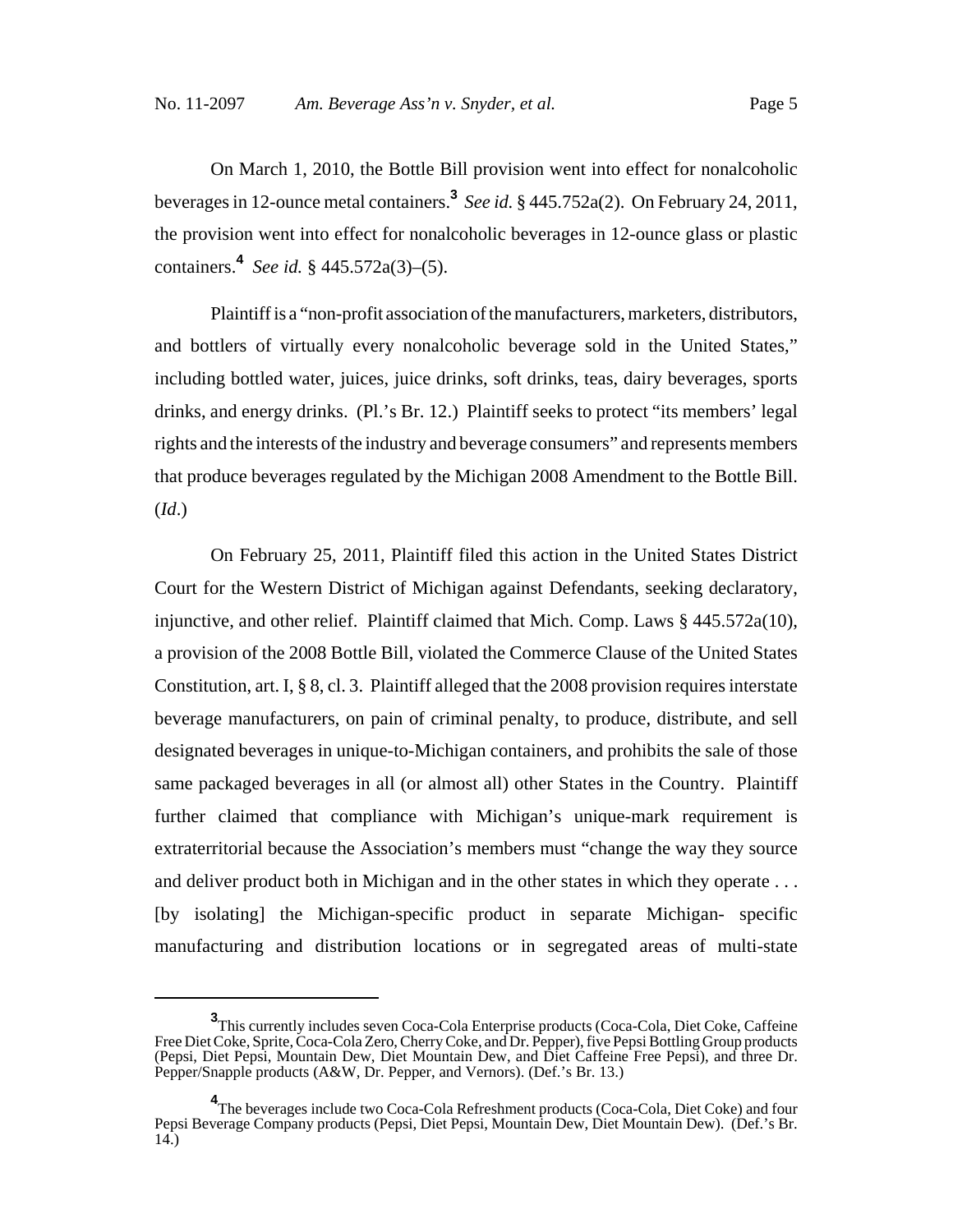On March 1, 2010, the Bottle Bill provision went into effect for nonalcoholic beverages in 12-ounce metal containers.[3] *See id.* § 445.752a(2). On February 24, 2011, the provision went into effect for nonalcoholic beverages in 12-ounce glass or plastic containers.[4] *See id.* § 445.572a(3)–(5).

Plaintiff is a "non-profit association of the manufacturers, marketers, distributors, and bottlers of virtually every nonalcoholic beverage sold in the United States," including bottled water, juices, juice drinks, soft drinks, teas, dairy beverages, sports drinks, and energy drinks. (Pl.'s Br. 12.) Plaintiff seeks to protect "its members' legal rights and the interests of the industry and beverage consumers" and represents members that produce beverages regulated by the Michigan 2008 Amendment to the Bottle Bill. (*Id*.)

On February 25, 2011, Plaintiff filed this action in the United States District Court for the Western District of Michigan against Defendants, seeking declaratory, injunctive, and other relief. Plaintiff claimed that Mich. Comp. Laws § 445.572a(10), a provision of the 2008 Bottle Bill, violated the Commerce Clause of the United States Constitution, art. I, § 8, cl. 3. Plaintiff alleged that the 2008 provision requires interstate beverage manufacturers, on pain of criminal penalty, to produce, distribute, and sell designated beverages in unique-to-Michigan containers, and prohibits the sale of those same packaged beverages in all (or almost all) other States in the Country. Plaintiff further claimed that compliance with Michigan's unique-mark requirement is extraterritorial because the Association's members must "change the way they source and deliver product both in Michigan and in the other states in which they operate . . . [by isolating] the Michigan-specific product in separate Michigan- specific manufacturing and distribution locations or in segregated areas of multi-state

---

[3] This currently includes seven Coca-Cola Enterprise products (Coca-Cola, Diet Coke, Caffeine Free Diet Coke, Sprite, Coca-Cola Zero, Cherry Coke, and Dr. Pepper), five Pepsi Bottling Group products (Pepsi, Diet Pepsi, Mountain Dew, Diet Mountain Dew, and Diet Caffeine Free Pepsi), and three Dr. Pepper/Snapple products (A&W, Dr. Pepper, and Vernors). (Def.'s Br. 13.)

[4] The beverages include two Coca-Cola Refreshment products (Coca-Cola, Diet Coke) and four Pepsi Beverage Company products (Pepsi, Diet Pepsi, Mountain Dew, Diet Mountain Dew). (Def.'s Br. 14.)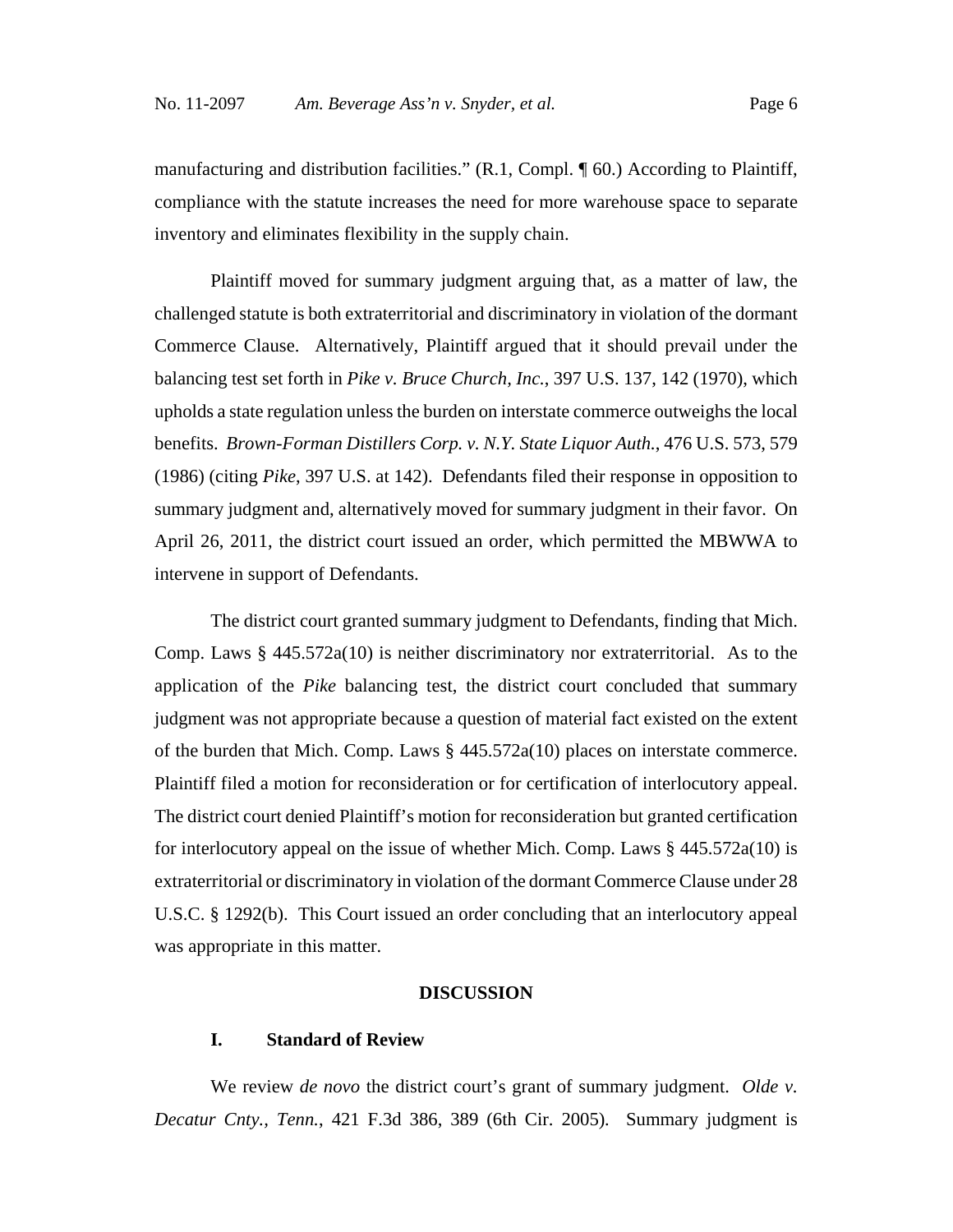manufacturing and distribution facilities." (R.1, Compl. ¶ 60.) According to Plaintiff, compliance with the statute increases the need for more warehouse space to separate inventory and eliminates flexibility in the supply chain.

Plaintiff moved for summary judgment arguing that, as a matter of law, the challenged statute is both extraterritorial and discriminatory in violation of the dormant Commerce Clause. Alternatively, Plaintiff argued that it should prevail under the balancing test set forth in *Pike v. Bruce Church, Inc.*, 397 U.S. 137, 142 (1970), which upholds a state regulation unless the burden on interstate commerce outweighs the local benefits. *Brown-Forman Distillers Corp. v. N.Y. State Liquor Auth.*, 476 U.S. 573, 579 (1986) (citing *Pike*, 397 U.S. at 142). Defendants filed their response in opposition to summary judgment and, alternatively moved for summary judgment in their favor. On April 26, 2011, the district court issued an order, which permitted the MBWWA to intervene in support of Defendants.

The district court granted summary judgment to Defendants, finding that Mich. Comp. Laws § 445.572a(10) is neither discriminatory nor extraterritorial. As to the application of the *Pike* balancing test, the district court concluded that summary judgment was not appropriate because a question of material fact existed on the extent of the burden that Mich. Comp. Laws § 445.572a(10) places on interstate commerce. Plaintiff filed a motion for reconsideration or for certification of interlocutory appeal. The district court denied Plaintiff's motion for reconsideration but granted certification for interlocutory appeal on the issue of whether Mich. Comp. Laws § 445.572a(10) is extraterritorial or discriminatory in violation of the dormant Commerce Clause under 28 U.S.C. § 1292(b). This Court issued an order concluding that an interlocutory appeal was appropriate in this matter.

## DISCUSSION

### I. Standard of Review

We review *de novo* the district court's grant of summary judgment. *Olde v. Decatur Cnty., Tenn.*, 421 F.3d 386, 389 (6th Cir. 2005). Summary judgment is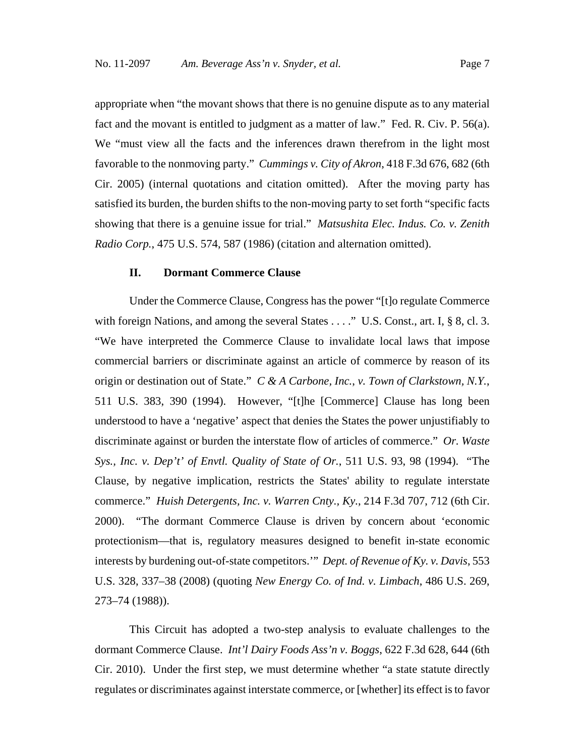appropriate when "the movant shows that there is no genuine dispute as to any material fact and the movant is entitled to judgment as a matter of law." Fed. R. Civ. P. 56(a). We "must view all the facts and the inferences drawn therefrom in the light most favorable to the nonmoving party." *Cummings v. City of Akron*, 418 F.3d 676, 682 (6th Cir. 2005) (internal quotations and citation omitted). After the moving party has satisfied its burden, the burden shifts to the non-moving party to set forth "specific facts showing that there is a genuine issue for trial." *Matsushita Elec. Indus. Co. v. Zenith Radio Corp.*, 475 U.S. 574, 587 (1986) (citation and alternation omitted).

## II. Dormant Commerce Clause

Under the Commerce Clause, Congress has the power "[t]o regulate Commerce with foreign Nations, and among the several States . . . ." U.S. Const., art. I, § 8, cl. 3. "We have interpreted the Commerce Clause to invalidate local laws that impose commercial barriers or discriminate against an article of commerce by reason of its origin or destination out of State." *C & A Carbone, Inc., v. Town of Clarkstown, N.Y.*, 511 U.S. 383, 390 (1994). However, "[t]he [Commerce] Clause has long been understood to have a 'negative' aspect that denies the States the power unjustifiably to discriminate against or burden the interstate flow of articles of commerce." *Or. Waste Sys., Inc. v. Dep't' of Envtl. Quality of State of Or.*, 511 U.S. 93, 98 (1994). "The Clause, by negative implication, restricts the States' ability to regulate interstate commerce." *Huish Detergents, Inc. v. Warren Cnty., Ky.*, 214 F.3d 707, 712 (6th Cir. 2000). "The dormant Commerce Clause is driven by concern about 'economic protectionism—that is, regulatory measures designed to benefit in-state economic interests by burdening out-of-state competitors.'" *Dept. of Revenue of Ky. v. Davis*, 553 U.S. 328, 337–38 (2008) (quoting *New Energy Co. of Ind. v. Limbach*, 486 U.S. 269, 273–74 (1988)).

This Circuit has adopted a two-step analysis to evaluate challenges to the dormant Commerce Clause. *Int'l Dairy Foods Ass'n v. Boggs*, 622 F.3d 628, 644 (6th Cir. 2010). Under the first step, we must determine whether "a state statute directly regulates or discriminates against interstate commerce, or [whether] its effect is to favor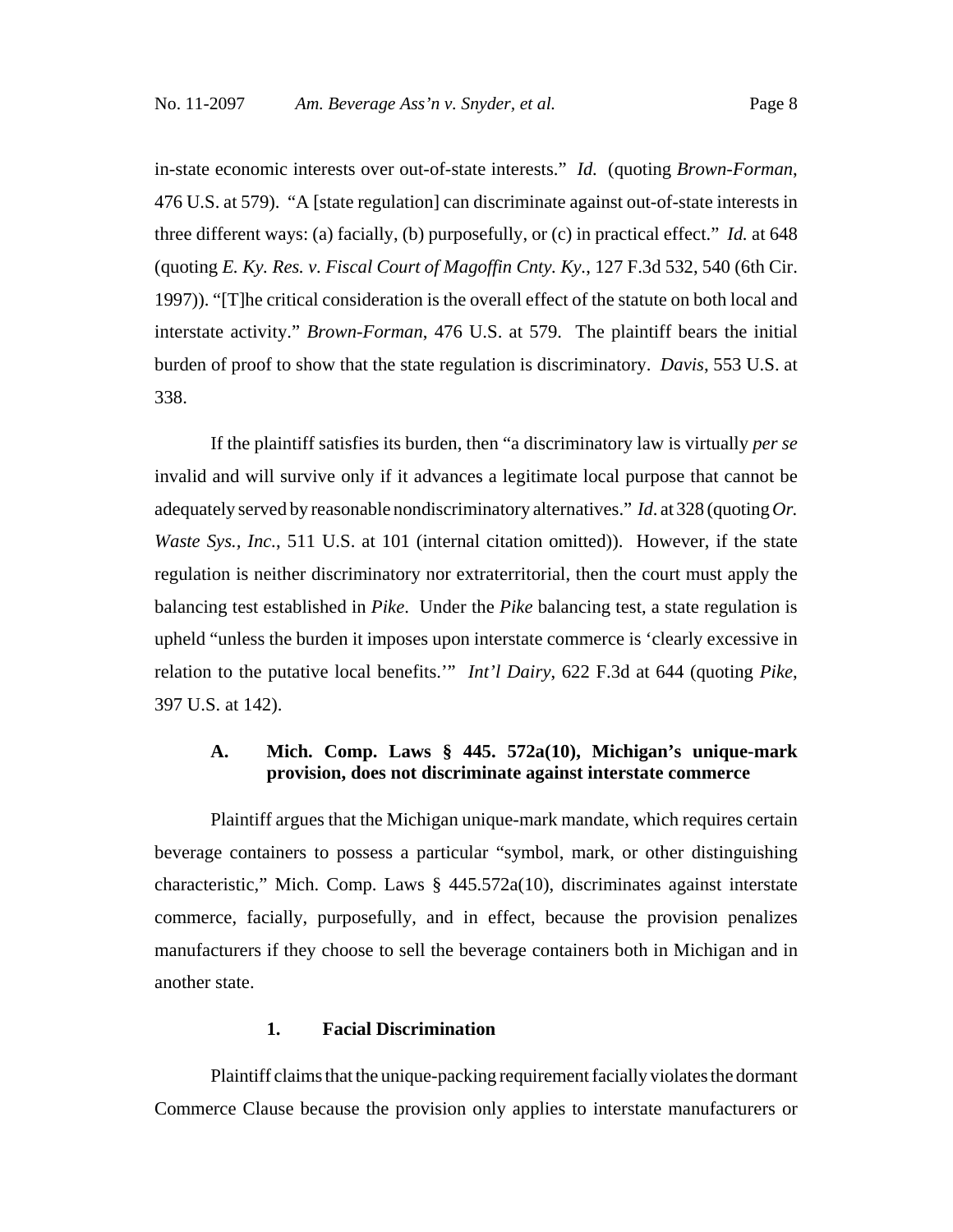in-state economic interests over out-of-state interests." *Id.* (quoting *Brown-Forman*, 476 U.S. at 579). "A [state regulation] can discriminate against out-of-state interests in three different ways: (a) facially, (b) purposefully, or (c) in practical effect." *Id.* at 648 (quoting *E. Ky. Res. v. Fiscal Court of Magoffin Cnty. Ky.*, 127 F.3d 532, 540 (6th Cir. 1997)). "[T]he critical consideration is the overall effect of the statute on both local and interstate activity." *Brown-Forman*, 476 U.S. at 579. The plaintiff bears the initial burden of proof to show that the state regulation is discriminatory. *Davis*, 553 U.S. at 338.

If the plaintiff satisfies its burden, then "a discriminatory law is virtually *per se* invalid and will survive only if it advances a legitimate local purpose that cannot be adequately served by reasonable nondiscriminatory alternatives." *Id.* at 328 (quoting *Or. Waste Sys., Inc.*, 511 U.S. at 101 (internal citation omitted)). However, if the state regulation is neither discriminatory nor extraterritorial, then the court must apply the balancing test established in *Pike*. Under the *Pike* balancing test, a state regulation is upheld "unless the burden it imposes upon interstate commerce is 'clearly excessive in relation to the putative local benefits.'" *Int'l Dairy*, 622 F.3d at 644 (quoting *Pike*, 397 U.S. at 142).

### A. Mich. Comp. Laws § 445. 572a(10), Michigan's unique-mark provision, does not discriminate against interstate commerce

Plaintiff argues that the Michigan unique-mark mandate, which requires certain beverage containers to possess a particular "symbol, mark, or other distinguishing characteristic," Mich. Comp. Laws § 445.572a(10), discriminates against interstate commerce, facially, purposefully, and in effect, because the provision penalizes manufacturers if they choose to sell the beverage containers both in Michigan and in another state.

#### 1. Facial Discrimination

Plaintiff claims that the unique-packing requirement facially violates the dormant Commerce Clause because the provision only applies to interstate manufacturers or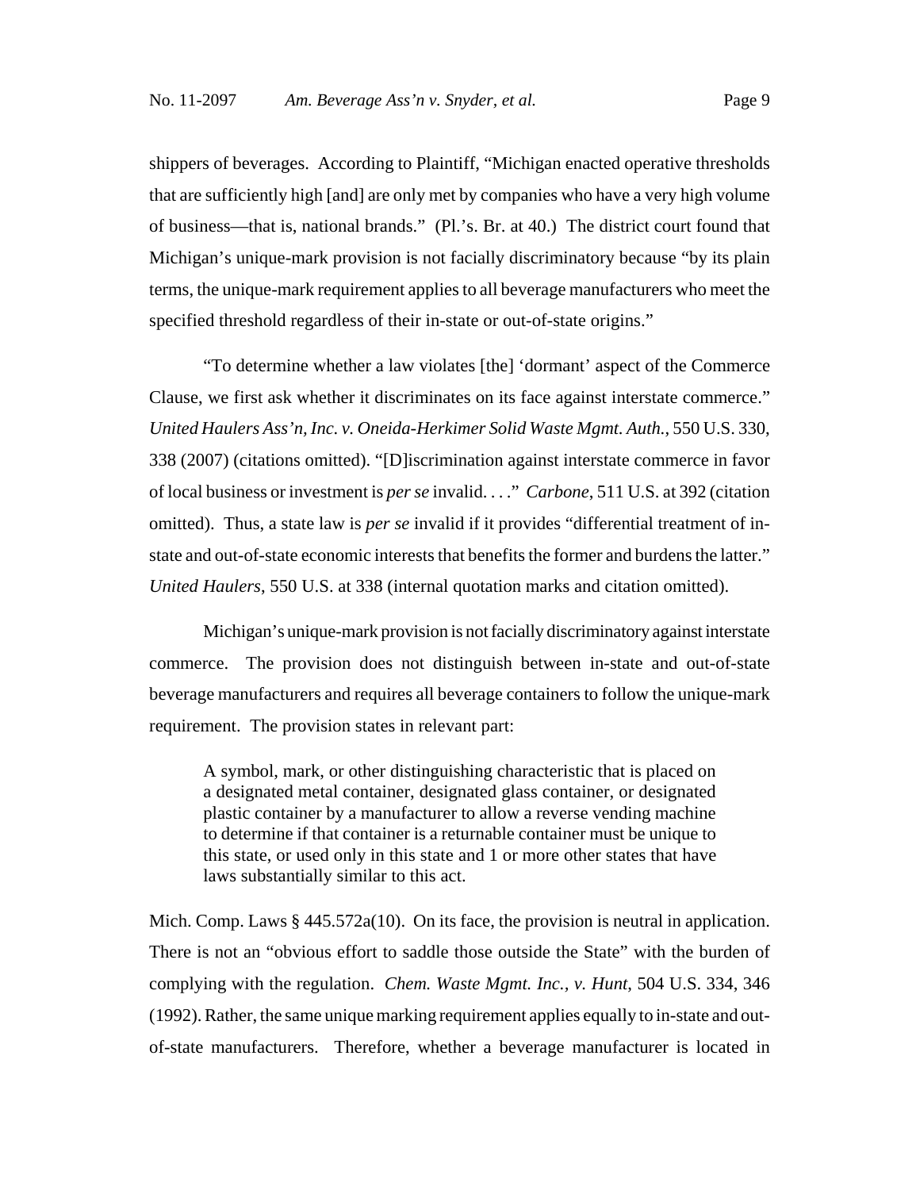shippers of beverages. According to Plaintiff, "Michigan enacted operative thresholds that are sufficiently high [and] are only met by companies who have a very high volume of business—that is, national brands." (Pl.'s. Br. at 40.) The district court found that Michigan's unique-mark provision is not facially discriminatory because "by its plain terms, the unique-mark requirement applies to all beverage manufacturers who meet the specified threshold regardless of their in-state or out-of-state origins."

"To determine whether a law violates [the] 'dormant' aspect of the Commerce Clause, we first ask whether it discriminates on its face against interstate commerce." *United Haulers Ass'n, Inc. v. Oneida-Herkimer Solid Waste Mgmt. Auth.*, 550 U.S. 330, 338 (2007) (citations omitted). "[D]iscrimination against interstate commerce in favor of local business or investment is *per se* invalid. . . ." *Carbone*, 511 U.S. at 392 (citation omitted). Thus, a state law is *per se* invalid if it provides "differential treatment of in-state and out-of-state economic interests that benefits the former and burdens the latter." *United Haulers*, 550 U.S. at 338 (internal quotation marks and citation omitted).

Michigan's unique-mark provision is not facially discriminatory against interstate commerce. The provision does not distinguish between in-state and out-of-state beverage manufacturers and requires all beverage containers to follow the unique-mark requirement. The provision states in relevant part:

> A symbol, mark, or other distinguishing characteristic that is placed on a designated metal container, designated glass container, or designated plastic container by a manufacturer to allow a reverse vending machine to determine if that container is a returnable container must be unique to this state, or used only in this state and 1 or more other states that have laws substantially similar to this act.

Mich. Comp. Laws § 445.572a(10). On its face, the provision is neutral in application. There is not an "obvious effort to saddle those outside the State" with the burden of complying with the regulation. *Chem. Waste Mgmt. Inc., v. Hunt*, 504 U.S. 334, 346 (1992). Rather, the same unique marking requirement applies equally to in-state and out-of-state manufacturers. Therefore, whether a beverage manufacturer is located in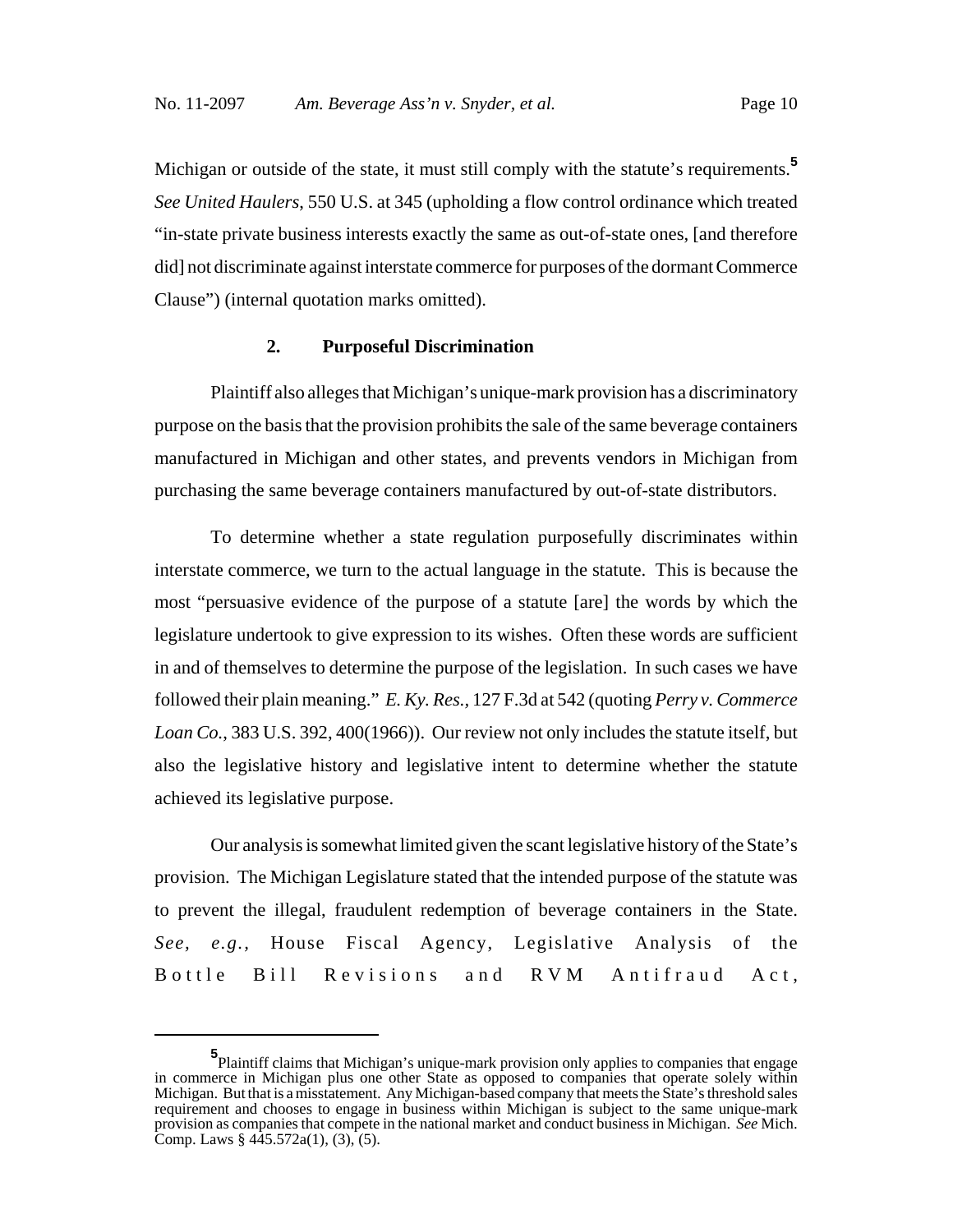Michigan or outside of the state, it must still comply with the statute's requirements.[5] *See United Haulers*, 550 U.S. at 345 (upholding a flow control ordinance which treated "in-state private business interests exactly the same as out-of-state ones, [and therefore did] not discriminate against interstate commerce for purposes of the dormant Commerce Clause") (internal quotation marks omitted).

### 2. Purposeful Discrimination

Plaintiff also alleges that Michigan's unique-mark provision has a discriminatory purpose on the basis that the provision prohibits the sale of the same beverage containers manufactured in Michigan and other states, and prevents vendors in Michigan from purchasing the same beverage containers manufactured by out-of-state distributors.

To determine whether a state regulation purposefully discriminates within interstate commerce, we turn to the actual language in the statute. This is because the most "persuasive evidence of the purpose of a statute [are] the words by which the legislature undertook to give expression to its wishes. Often these words are sufficient in and of themselves to determine the purpose of the legislation. In such cases we have followed their plain meaning." *E. Ky. Res.*, 127 F.3d at 542 (quoting *Perry v. Commerce Loan Co.*, 383 U.S. 392, 400(1966)). Our review not only includes the statute itself, but also the legislative history and legislative intent to determine whether the statute achieved its legislative purpose.

Our analysis is somewhat limited given the scant legislative history of the State's provision. The Michigan Legislature stated that the intended purpose of the statute was to prevent the illegal, fraudulent redemption of beverage containers in the State. *See, e.g.*, House Fiscal Agency, Legislative Analysis of the Bottle Bill Revisions and RVM Antifraud Act,

---

[5] Plaintiff claims that Michigan's unique-mark provision only applies to companies that engage in commerce in Michigan plus one other State as opposed to companies that operate solely within Michigan. But that is a misstatement. Any Michigan-based company that meets the State's threshold sales requirement and chooses to engage in business within Michigan is subject to the same unique-mark provision as companies that compete in the national market and conduct business in Michigan. *See* Mich. Comp. Laws § 445.572a(1), (3), (5).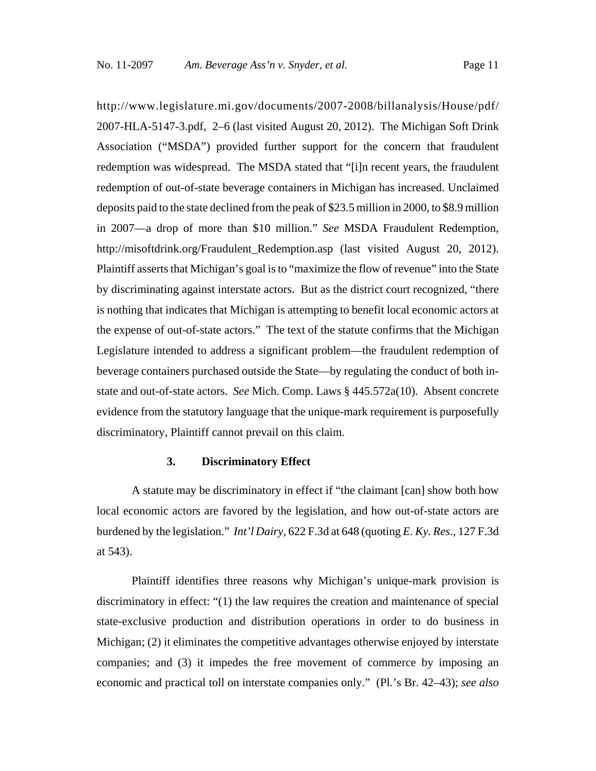http://www.legislature.mi.gov/documents/2007-2008/billanalysis/House/pdf/2007-HLA-5147-3.pdf, 2–6 (last visited August 20, 2012). The Michigan Soft Drink Association ("MSDA") provided further support for the concern that fraudulent redemption was widespread. The MSDA stated that "[i]n recent years, the fraudulent redemption of out-of-state beverage containers in Michigan has increased. Unclaimed deposits paid to the state declined from the peak of $23.5 million in 2000, to $8.9 million in 2007—a drop of more than $10 million." *See* MSDA Fraudulent Redemption, http://misoftdrink.org/Fraudulent_Redemption.asp (last visited August 20, 2012). Plaintiff asserts that Michigan's goal is to "maximize the flow of revenue" into the State by discriminating against interstate actors. But as the district court recognized, "there is nothing that indicates that Michigan is attempting to benefit local economic actors at the expense of out-of-state actors." The text of the statute confirms that the Michigan Legislature intended to address a significant problem—the fraudulent redemption of beverage containers purchased outside the State—by regulating the conduct of both in-state and out-of-state actors. *See* Mich. Comp. Laws § 445.572a(10). Absent concrete evidence from the statutory language that the unique-mark requirement is purposefully discriminatory, Plaintiff cannot prevail on this claim.

### 3. Discriminatory Effect

A statute may be discriminatory in effect if "the claimant [can] show both how local economic actors are favored by the legislation, and how out-of-state actors are burdened by the legislation." *Int'l Dairy*, 622 F.3d at 648 (quoting *E. Ky. Res*., 127 F.3d at 543).

Plaintiff identifies three reasons why Michigan's unique-mark provision is discriminatory in effect: "(1) the law requires the creation and maintenance of special state-exclusive production and distribution operations in order to do business in Michigan; (2) it eliminates the competitive advantages otherwise enjoyed by interstate companies; and (3) it impedes the free movement of commerce by imposing an economic and practical toll on interstate companies only." (Pl.'s Br. 42–43); *see also*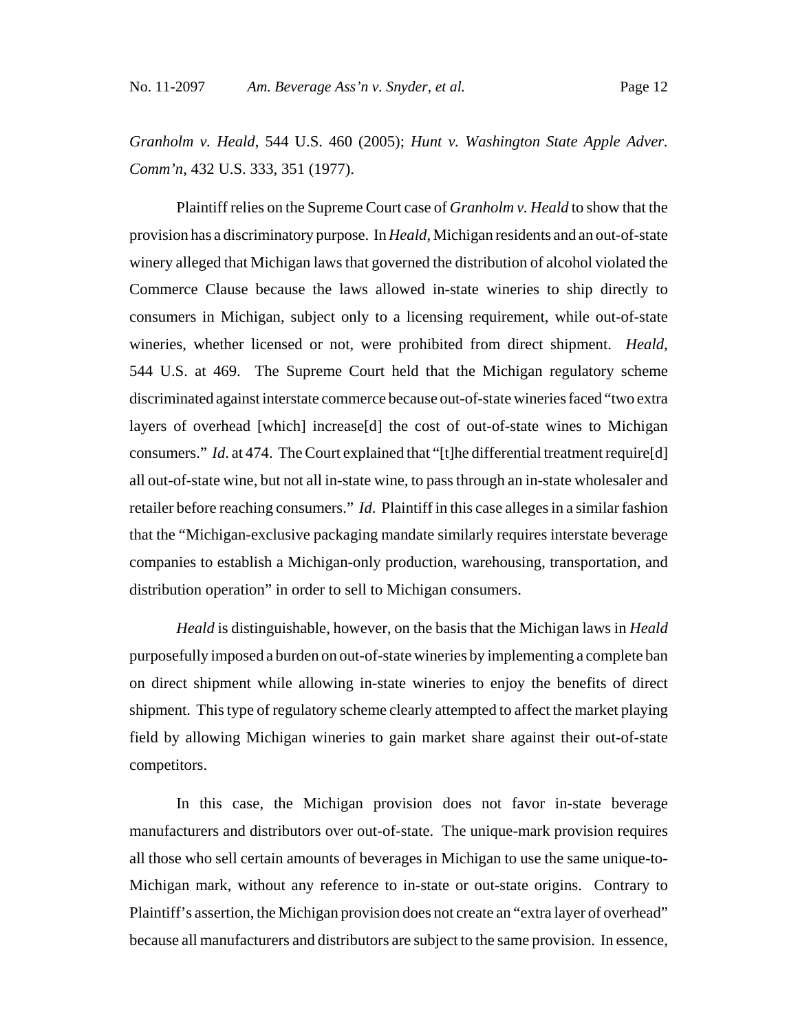*Granholm v. Heald*, 544 U.S. 460 (2005); *Hunt v. Washington State Apple Adver. Comm'n*, 432 U.S. 333, 351 (1977).

Plaintiff relies on the Supreme Court case of *Granholm v. Heald* to show that the provision has a discriminatory purpose. In *Heald*, Michigan residents and an out-of-state winery alleged that Michigan laws that governed the distribution of alcohol violated the Commerce Clause because the laws allowed in-state wineries to ship directly to consumers in Michigan, subject only to a licensing requirement, while out-of-state wineries, whether licensed or not, were prohibited from direct shipment. *Heald*, 544 U.S. at 469. The Supreme Court held that the Michigan regulatory scheme discriminated against interstate commerce because out-of-state wineries faced "two extra layers of overhead [which] increase[d] the cost of out-of-state wines to Michigan consumers." *Id*. at 474. The Court explained that "[t]he differential treatment require[d] all out-of-state wine, but not all in-state wine, to pass through an in-state wholesaler and retailer before reaching consumers." *Id*. Plaintiff in this case alleges in a similar fashion that the "Michigan-exclusive packaging mandate similarly requires interstate beverage companies to establish a Michigan-only production, warehousing, transportation, and distribution operation" in order to sell to Michigan consumers.

*Heald* is distinguishable, however, on the basis that the Michigan laws in *Heald* purposefully imposed a burden on out-of-state wineries by implementing a complete ban on direct shipment while allowing in-state wineries to enjoy the benefits of direct shipment. This type of regulatory scheme clearly attempted to affect the market playing field by allowing Michigan wineries to gain market share against their out-of-state competitors.

In this case, the Michigan provision does not favor in-state beverage manufacturers and distributors over out-of-state. The unique-mark provision requires all those who sell certain amounts of beverages in Michigan to use the same unique-to-Michigan mark, without any reference to in-state or out-state origins. Contrary to Plaintiff's assertion, the Michigan provision does not create an "extra layer of overhead" because all manufacturers and distributors are subject to the same provision. In essence,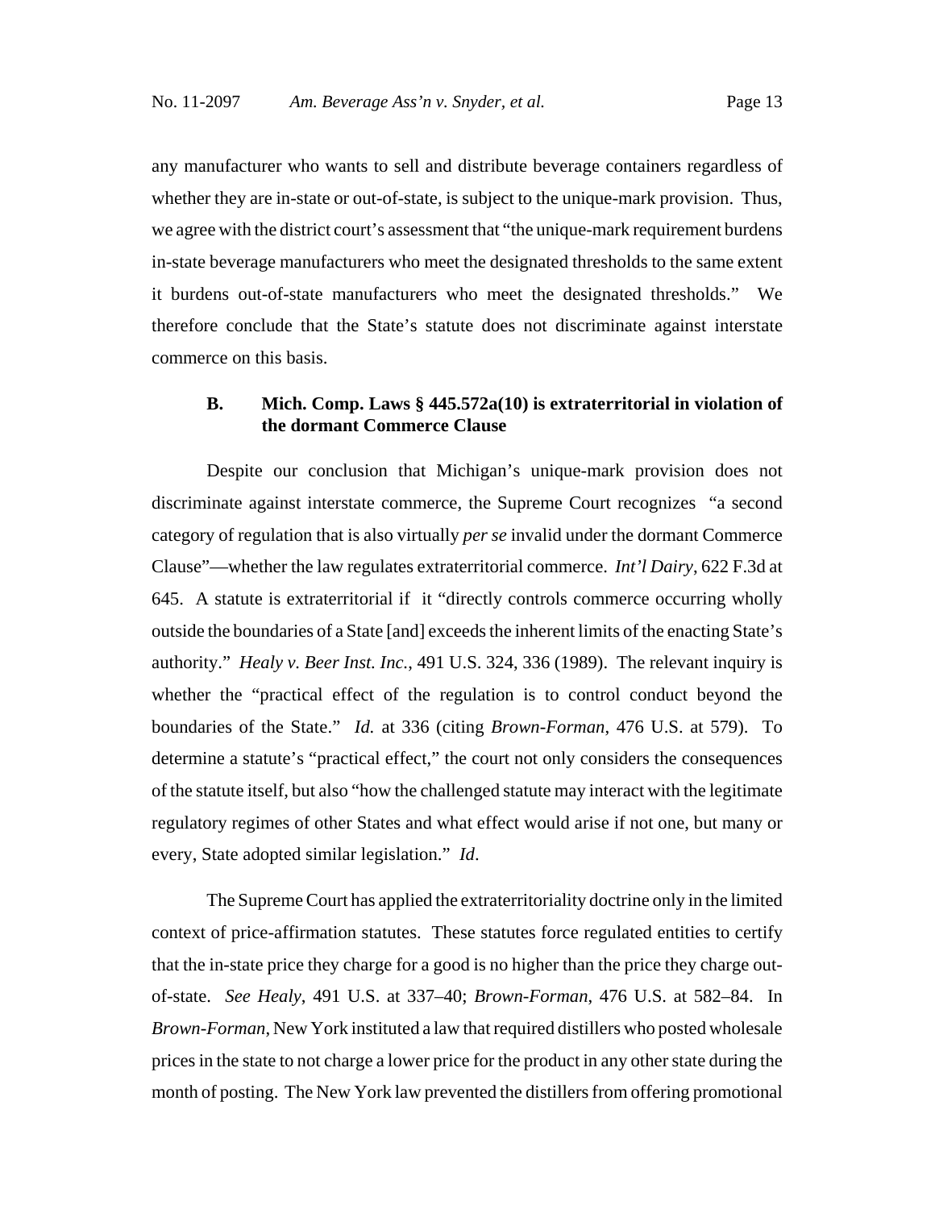any manufacturer who wants to sell and distribute beverage containers regardless of whether they are in-state or out-of-state, is subject to the unique-mark provision. Thus, we agree with the district court's assessment that "the unique-mark requirement burdens in-state beverage manufacturers who meet the designated thresholds to the same extent it burdens out-of-state manufacturers who meet the designated thresholds." We therefore conclude that the State's statute does not discriminate against interstate commerce on this basis.

### B. Mich. Comp. Laws § 445.572a(10) is extraterritorial in violation of the dormant Commerce Clause

Despite our conclusion that Michigan's unique-mark provision does not discriminate against interstate commerce, the Supreme Court recognizes "a second category of regulation that is also virtually *per se* invalid under the dormant Commerce Clause"—whether the law regulates extraterritorial commerce. *Int'l Dairy*, 622 F.3d at 645. A statute is extraterritorial if it "directly controls commerce occurring wholly outside the boundaries of a State [and] exceeds the inherent limits of the enacting State's authority." *Healy v. Beer Inst. Inc.*, 491 U.S. 324, 336 (1989). The relevant inquiry is whether the "practical effect of the regulation is to control conduct beyond the boundaries of the State." *Id.* at 336 (citing *Brown-Forman*, 476 U.S. at 579). To determine a statute's "practical effect," the court not only considers the consequences of the statute itself, but also "how the challenged statute may interact with the legitimate regulatory regimes of other States and what effect would arise if not one, but many or every, State adopted similar legislation." *Id*.

The Supreme Court has applied the extraterritoriality doctrine only in the limited context of price-affirmation statutes. These statutes force regulated entities to certify that the in-state price they charge for a good is no higher than the price they charge out-of-state. *See Healy*, 491 U.S. at 337–40; *Brown-Forman*, 476 U.S. at 582–84. In *Brown-Forman*, New York instituted a law that required distillers who posted wholesale prices in the state to not charge a lower price for the product in any other state during the month of posting. The New York law prevented the distillers from offering promotional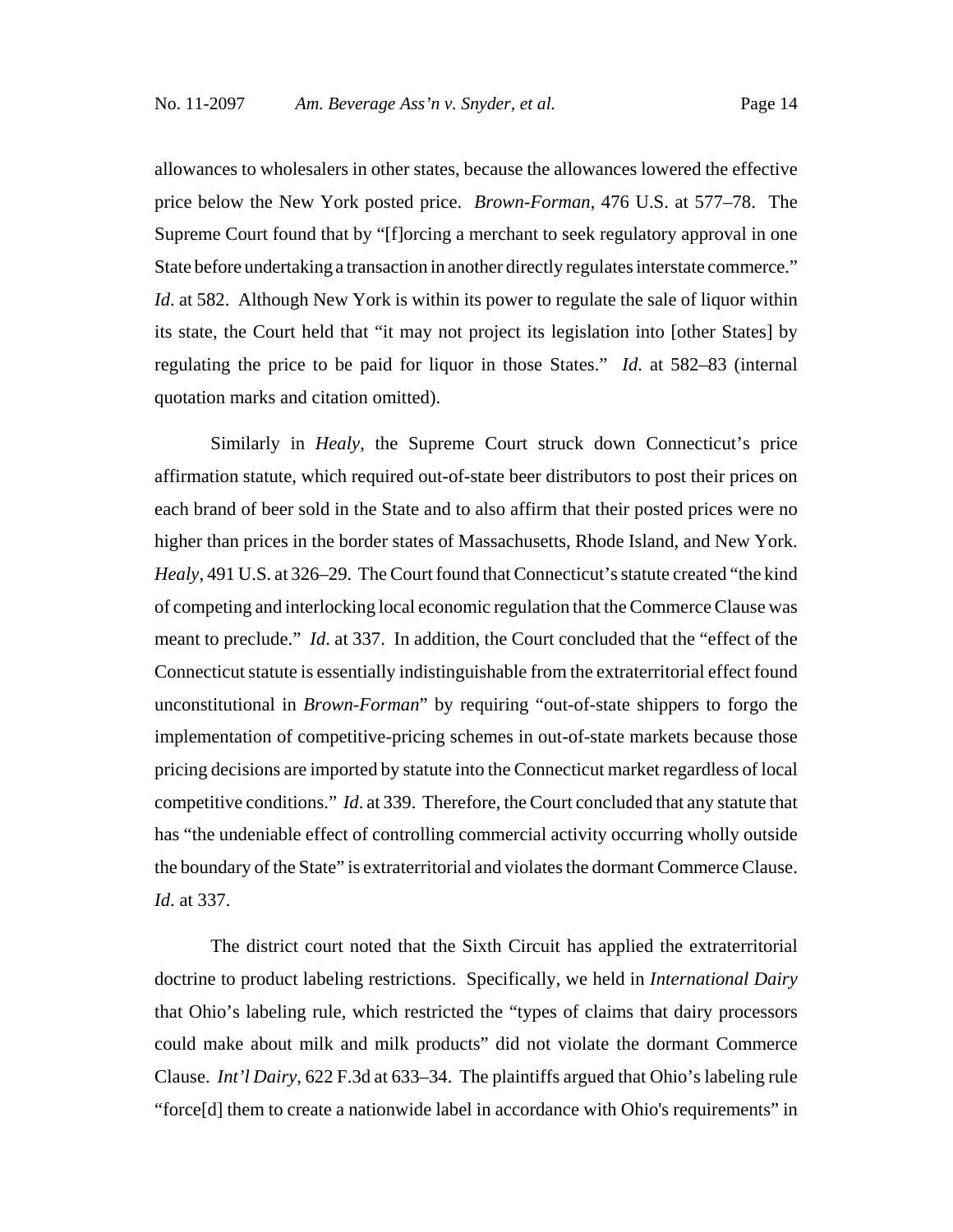allowances to wholesalers in other states, because the allowances lowered the effective price below the New York posted price. *Brown-Forman*, 476 U.S. at 577–78. The Supreme Court found that by "[f]orcing a merchant to seek regulatory approval in one State before undertaking a transaction in another directly regulates interstate commerce." *Id*. at 582. Although New York is within its power to regulate the sale of liquor within its state, the Court held that "it may not project its legislation into [other States] by regulating the price to be paid for liquor in those States." *Id*. at 582–83 (internal quotation marks and citation omitted).

Similarly in *Healy*, the Supreme Court struck down Connecticut's price affirmation statute, which required out-of-state beer distributors to post their prices on each brand of beer sold in the State and to also affirm that their posted prices were no higher than prices in the border states of Massachusetts, Rhode Island, and New York. *Healy*, 491 U.S. at 326–29. The Court found that Connecticut's statute created "the kind of competing and interlocking local economic regulation that the Commerce Clause was meant to preclude." *Id*. at 337. In addition, the Court concluded that the "effect of the Connecticut statute is essentially indistinguishable from the extraterritorial effect found unconstitutional in *Brown-Forman*" by requiring "out-of-state shippers to forgo the implementation of competitive-pricing schemes in out-of-state markets because those pricing decisions are imported by statute into the Connecticut market regardless of local competitive conditions." *Id*. at 339. Therefore, the Court concluded that any statute that has "the undeniable effect of controlling commercial activity occurring wholly outside the boundary of the State" is extraterritorial and violates the dormant Commerce Clause. *Id*. at 337.

The district court noted that the Sixth Circuit has applied the extraterritorial doctrine to product labeling restrictions. Specifically, we held in *International Dairy* that Ohio's labeling rule, which restricted the "types of claims that dairy processors could make about milk and milk products" did not violate the dormant Commerce Clause. *Int'l Dairy*, 622 F.3d at 633–34. The plaintiffs argued that Ohio's labeling rule "force[d] them to create a nationwide label in accordance with Ohio's requirements" in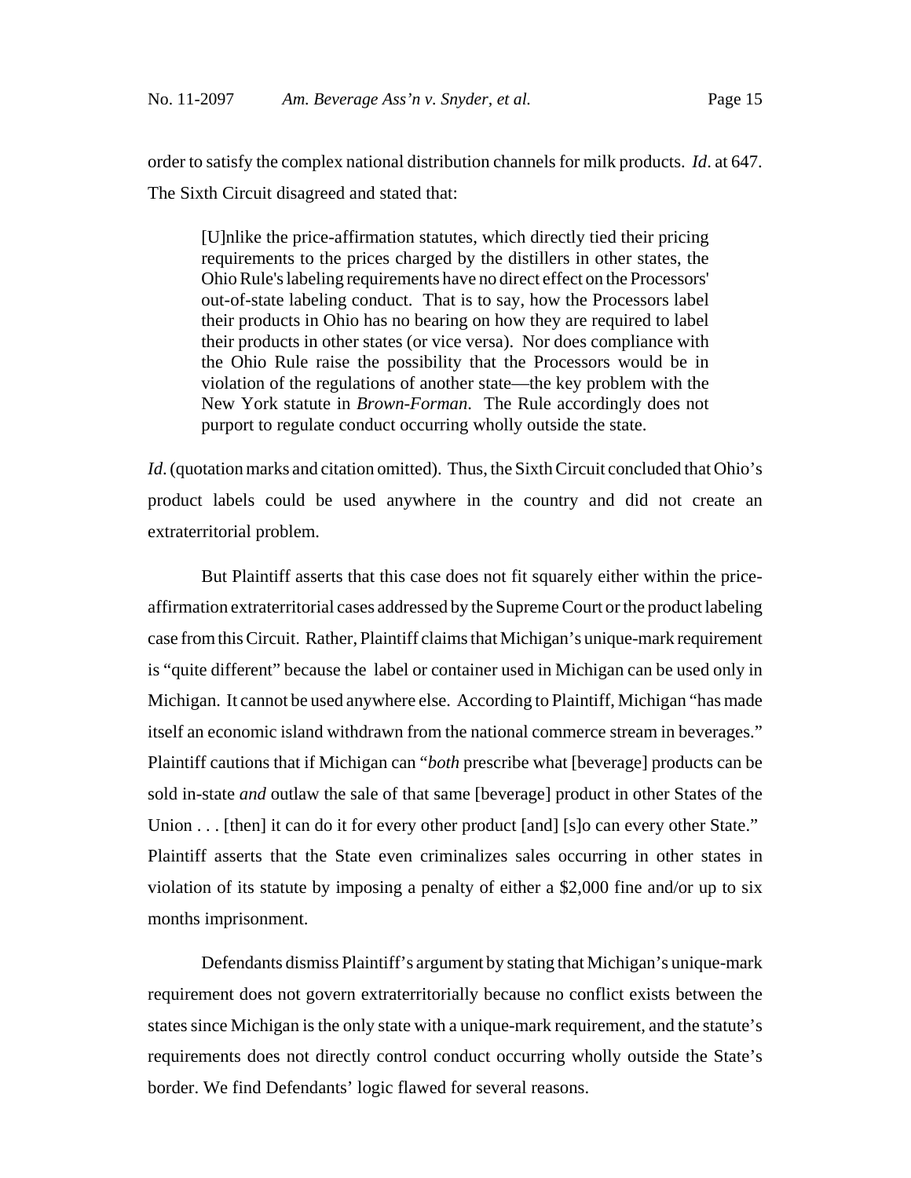order to satisfy the complex national distribution channels for milk products. *Id*. at 647. The Sixth Circuit disagreed and stated that:

> [U]nlike the price-affirmation statutes, which directly tied their pricing requirements to the prices charged by the distillers in other states, the Ohio Rule's labeling requirements have no direct effect on the Processors' out-of-state labeling conduct. That is to say, how the Processors label their products in Ohio has no bearing on how they are required to label their products in other states (or vice versa). Nor does compliance with the Ohio Rule raise the possibility that the Processors would be in violation of the regulations of another state—the key problem with the New York statute in *Brown-Forman*. The Rule accordingly does not purport to regulate conduct occurring wholly outside the state.

*Id*. (quotation marks and citation omitted). Thus, the Sixth Circuit concluded that Ohio's product labels could be used anywhere in the country and did not create an extraterritorial problem.

But Plaintiff asserts that this case does not fit squarely either within the price-affirmation extraterritorial cases addressed by the Supreme Court or the product labeling case from this Circuit. Rather, Plaintiff claims that Michigan's unique-mark requirement is "quite different" because the label or container used in Michigan can be used only in Michigan. It cannot be used anywhere else. According to Plaintiff, Michigan "has made itself an economic island withdrawn from the national commerce stream in beverages." Plaintiff cautions that if Michigan can "*both* prescribe what [beverage] products can be sold in-state *and* outlaw the sale of that same [beverage] product in other States of the Union . . . [then] it can do it for every other product [and] [s]o can every other State." Plaintiff asserts that the State even criminalizes sales occurring in other states in violation of its statute by imposing a penalty of either a $2,000 fine and/or up to six months imprisonment.

Defendants dismiss Plaintiff's argument by stating that Michigan's unique-mark requirement does not govern extraterritorially because no conflict exists between the states since Michigan is the only state with a unique-mark requirement, and the statute's requirements does not directly control conduct occurring wholly outside the State's border. We find Defendants' logic flawed for several reasons.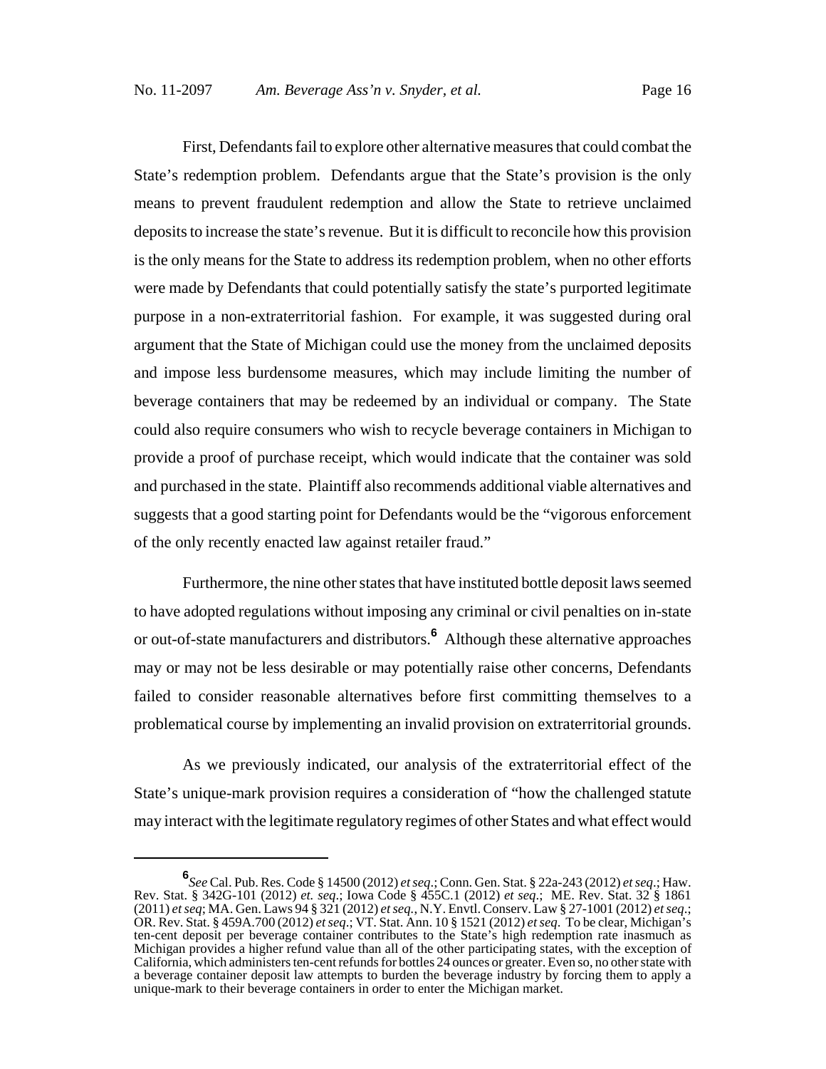First, Defendants fail to explore other alternative measures that could combat the State's redemption problem. Defendants argue that the State's provision is the only means to prevent fraudulent redemption and allow the State to retrieve unclaimed deposits to increase the state's revenue. But it is difficult to reconcile how this provision is the only means for the State to address its redemption problem, when no other efforts were made by Defendants that could potentially satisfy the state's purported legitimate purpose in a non-extraterritorial fashion. For example, it was suggested during oral argument that the State of Michigan could use the money from the unclaimed deposits and impose less burdensome measures, which may include limiting the number of beverage containers that may be redeemed by an individual or company. The State could also require consumers who wish to recycle beverage containers in Michigan to provide a proof of purchase receipt, which would indicate that the container was sold and purchased in the state. Plaintiff also recommends additional viable alternatives and suggests that a good starting point for Defendants would be the "vigorous enforcement of the only recently enacted law against retailer fraud."

Furthermore, the nine other states that have instituted bottle deposit laws seemed to have adopted regulations without imposing any criminal or civil penalties on in-state or out-of-state manufacturers and distributors.[6] Although these alternative approaches may or may not be less desirable or may potentially raise other concerns, Defendants failed to consider reasonable alternatives before first committing themselves to a problematical course by implementing an invalid provision on extraterritorial grounds.

As we previously indicated, our analysis of the extraterritorial effect of the State's unique-mark provision requires a consideration of "how the challenged statute may interact with the legitimate regulatory regimes of other States and what effect would

---

[6] *See* Cal. Pub. Res. Code § 14500 (2012) *et seq*.; Conn. Gen. Stat. § 22a-243 (2012) *et seq*.; Haw. Rev. Stat. § 342G-101 (2012) *et. seq*.; Iowa Code § 455C.1 (2012) *et seq*.; ME. Rev. Stat. 32 § 1861 (2011) *et seq*; MA. Gen. Laws 94 § 321 (2012) *et seq.*, N.Y. Envtl. Conserv. Law § 27-1001 (2012) *et seq*.; OR. Rev. Stat. § 459A.700 (2012) *et seq*.; VT. Stat. Ann. 10 § 1521 (2012) *et seq*. To be clear, Michigan's ten-cent deposit per beverage container contributes to the State's high redemption rate inasmuch as Michigan provides a higher refund value than all of the other participating states, with the exception of California, which administers ten-cent refunds for bottles 24 ounces or greater. Even so, no other state with a beverage container deposit law attempts to burden the beverage industry by forcing them to apply a unique-mark to their beverage containers in order to enter the Michigan market.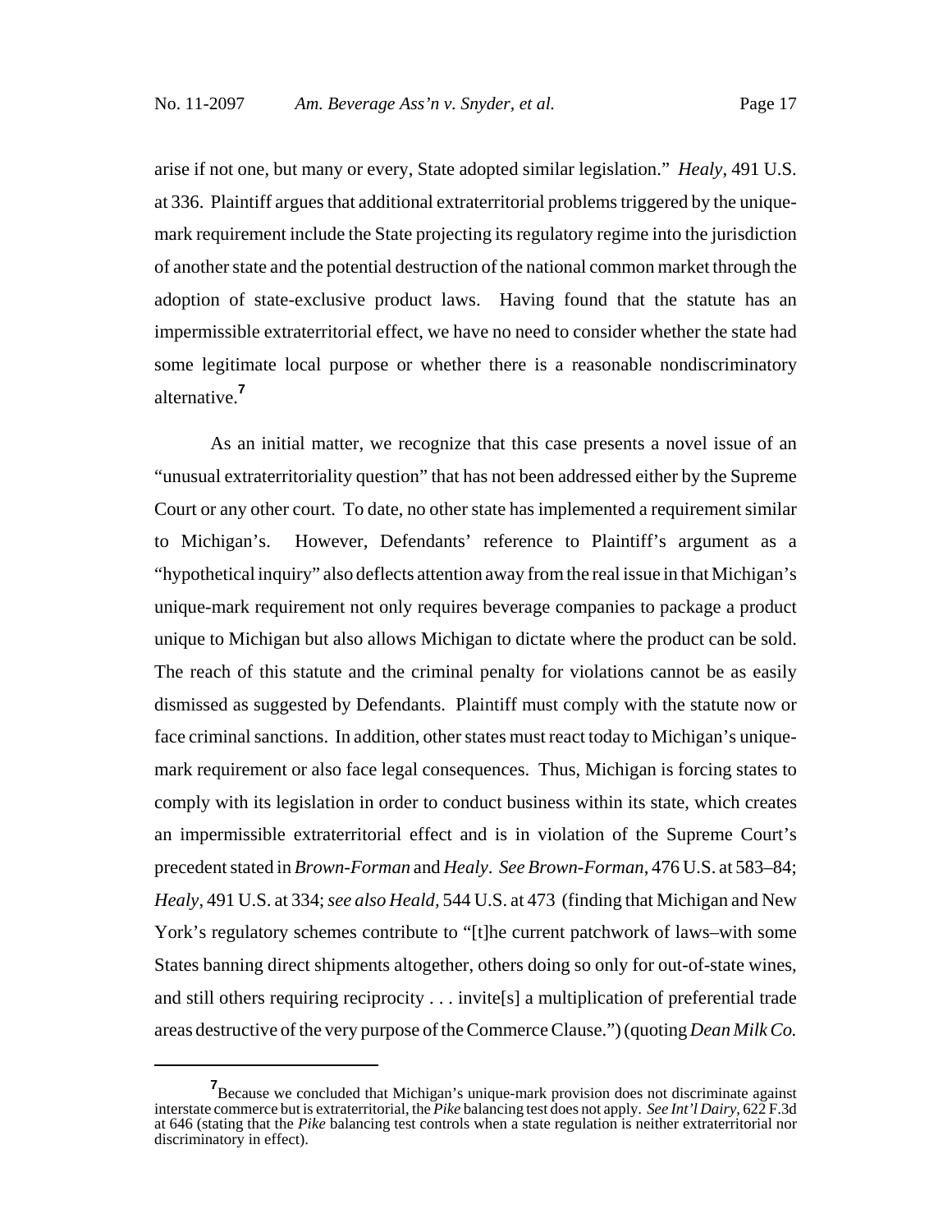arise if not one, but many or every, State adopted similar legislation." *Healy*, 491 U.S. at 336. Plaintiff argues that additional extraterritorial problems triggered by the unique-mark requirement include the State projecting its regulatory regime into the jurisdiction of another state and the potential destruction of the national common market through the adoption of state-exclusive product laws. Having found that the statute has an impermissible extraterritorial effect, we have no need to consider whether the state had some legitimate local purpose or whether there is a reasonable nondiscriminatory alternative.[7]

As an initial matter, we recognize that this case presents a novel issue of an "unusual extraterritoriality question" that has not been addressed either by the Supreme Court or any other court. To date, no other state has implemented a requirement similar to Michigan's. However, Defendants' reference to Plaintiff's argument as a "hypothetical inquiry" also deflects attention away from the real issue in that Michigan's unique-mark requirement not only requires beverage companies to package a product unique to Michigan but also allows Michigan to dictate where the product can be sold. The reach of this statute and the criminal penalty for violations cannot be as easily dismissed as suggested by Defendants. Plaintiff must comply with the statute now or face criminal sanctions. In addition, other states must react today to Michigan's unique-mark requirement or also face legal consequences. Thus, Michigan is forcing states to comply with its legislation in order to conduct business within its state, which creates an impermissible extraterritorial effect and is in violation of the Supreme Court's precedent stated in *Brown-Forman* and *Healy*. *See Brown-Forman*, 476 U.S. at 583–84; *Healy*, 491 U.S. at 334; *see also Heald*, 544 U.S. at 473 (finding that Michigan and New York's regulatory schemes contribute to "[t]he current patchwork of laws–with some States banning direct shipments altogether, others doing so only for out-of-state wines, and still others requiring reciprocity . . . invite[s] a multiplication of preferential trade areas destructive of the very purpose of the Commerce Clause.") (quoting *Dean Milk Co.*

---

[7]Because we concluded that Michigan's unique-mark provision does not discriminate against interstate commerce but is extraterritorial, the *Pike* balancing test does not apply. *See Int'l Dairy*, 622 F.3d at 646 (stating that the *Pike* balancing test controls when a state regulation is neither extraterritorial nor discriminatory in effect).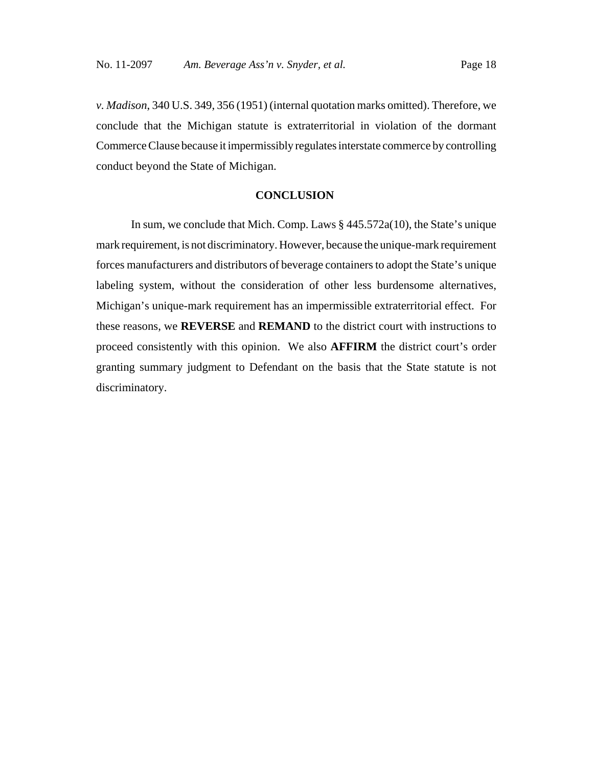*v. Madison*, 340 U.S. 349, 356 (1951) (internal quotation marks omitted). Therefore, we conclude that the Michigan statute is extraterritorial in violation of the dormant Commerce Clause because it impermissibly regulates interstate commerce by controlling conduct beyond the State of Michigan.

## CONCLUSION

In sum, we conclude that Mich. Comp. Laws § 445.572a(10), the State's unique mark requirement, is not discriminatory. However, because the unique-mark requirement forces manufacturers and distributors of beverage containers to adopt the State's unique labeling system, without the consideration of other less burdensome alternatives, Michigan's unique-mark requirement has an impermissible extraterritorial effect. For these reasons, we **REVERSE** and **REMAND** to the district court with instructions to proceed consistently with this opinion. We also **AFFIRM** the district court's order granting summary judgment to Defendant on the basis that the State statute is not discriminatory.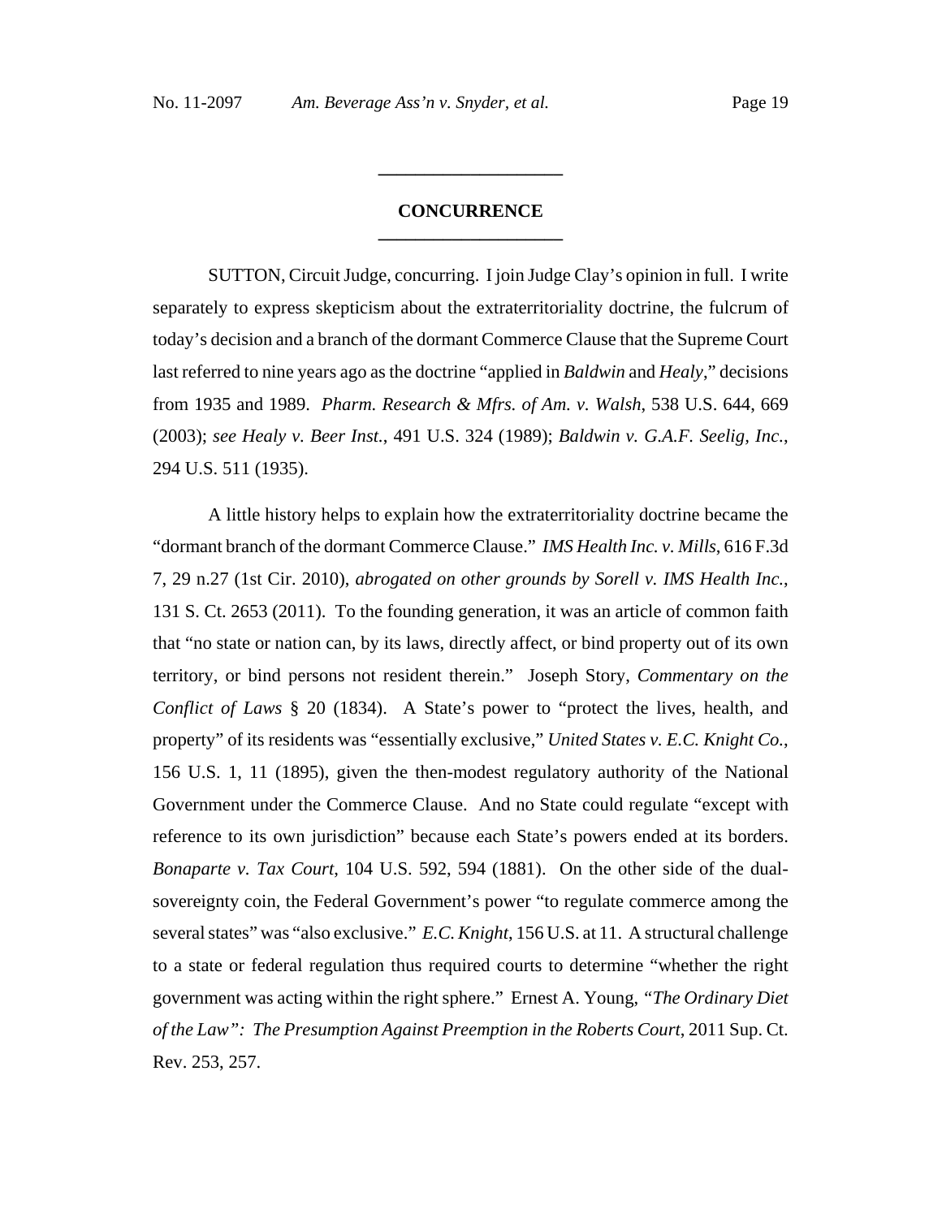## CONCURRENCE

SUTTON, Circuit Judge, concurring. I join Judge Clay's opinion in full. I write separately to express skepticism about the extraterritoriality doctrine, the fulcrum of today's decision and a branch of the dormant Commerce Clause that the Supreme Court last referred to nine years ago as the doctrine "applied in *Baldwin* and *Healy*," decisions from 1935 and 1989. *Pharm. Research & Mfrs. of Am. v. Walsh*, 538 U.S. 644, 669 (2003); *see Healy v. Beer Inst.*, 491 U.S. 324 (1989); *Baldwin v. G.A.F. Seelig, Inc.*, 294 U.S. 511 (1935).

A little history helps to explain how the extraterritoriality doctrine became the "dormant branch of the dormant Commerce Clause." *IMS Health Inc. v. Mills*, 616 F.3d 7, 29 n.27 (1st Cir. 2010), *abrogated on other grounds by Sorell v. IMS Health Inc.*, 131 S. Ct. 2653 (2011). To the founding generation, it was an article of common faith that "no state or nation can, by its laws, directly affect, or bind property out of its own territory, or bind persons not resident therein." Joseph Story, *Commentary on the Conflict of Laws* § 20 (1834). A State's power to "protect the lives, health, and property" of its residents was "essentially exclusive," *United States v. E.C. Knight Co.*, 156 U.S. 1, 11 (1895), given the then-modest regulatory authority of the National Government under the Commerce Clause. And no State could regulate "except with reference to its own jurisdiction" because each State's powers ended at its borders. *Bonaparte v. Tax Court*, 104 U.S. 592, 594 (1881). On the other side of the dual-sovereignty coin, the Federal Government's power "to regulate commerce among the several states" was "also exclusive." *E.C. Knight*, 156 U.S. at 11. A structural challenge to a state or federal regulation thus required courts to determine "whether the right government was acting within the right sphere." Ernest A. Young, *"The Ordinary Diet of the Law": The Presumption Against Preemption in the Roberts Court*, 2011 Sup. Ct. Rev. 253, 257.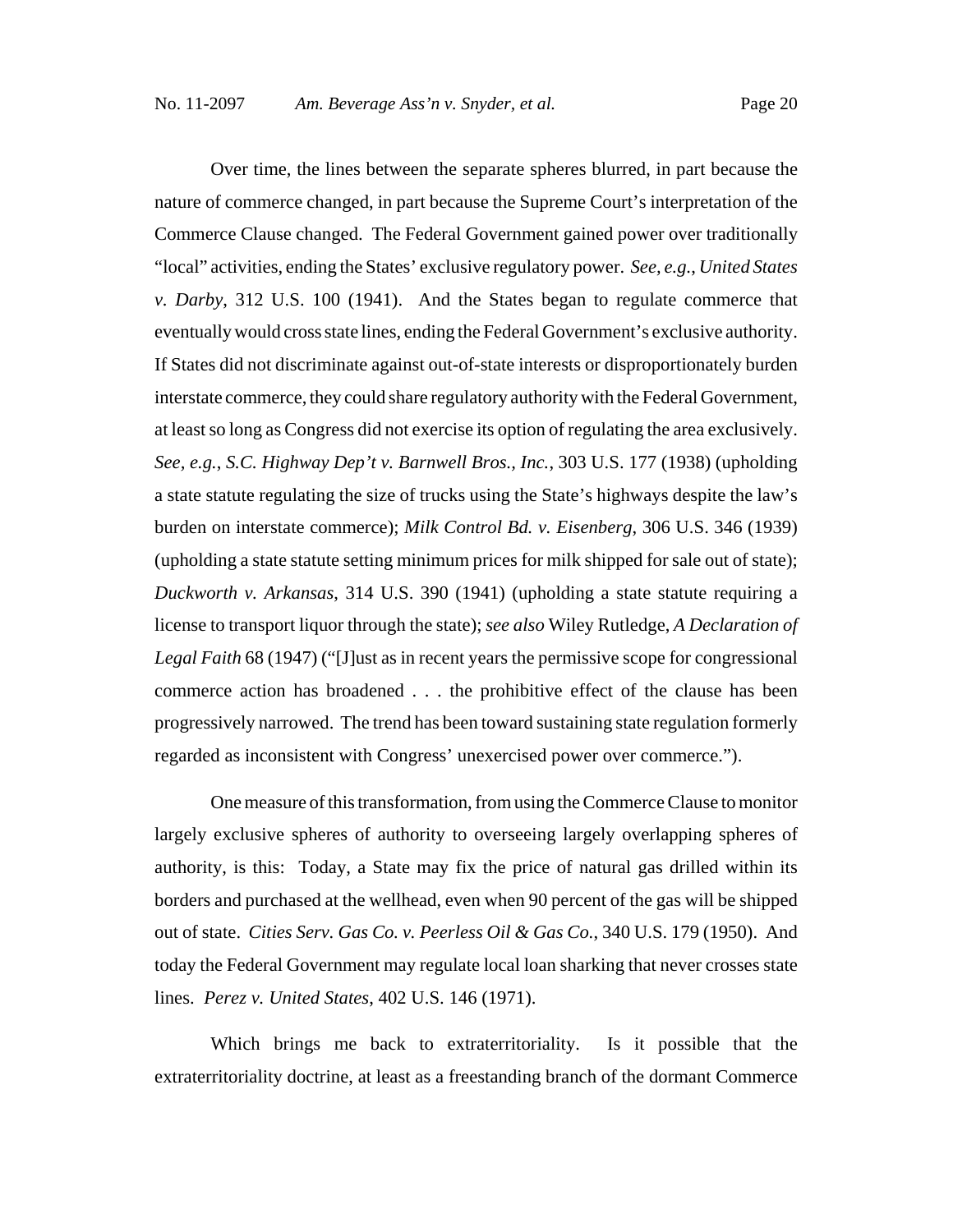Over time, the lines between the separate spheres blurred, in part because the nature of commerce changed, in part because the Supreme Court's interpretation of the Commerce Clause changed. The Federal Government gained power over traditionally "local" activities, ending the States' exclusive regulatory power. *See, e.g.*, *United States v. Darby*, 312 U.S. 100 (1941). And the States began to regulate commerce that eventually would cross state lines, ending the Federal Government's exclusive authority. If States did not discriminate against out-of-state interests or disproportionately burden interstate commerce, they could share regulatory authority with the Federal Government, at least so long as Congress did not exercise its option of regulating the area exclusively. *See, e.g.*, *S.C. Highway Dep't v. Barnwell Bros., Inc.*, 303 U.S. 177 (1938) (upholding a state statute regulating the size of trucks using the State's highways despite the law's burden on interstate commerce); *Milk Control Bd. v. Eisenberg*, 306 U.S. 346 (1939) (upholding a state statute setting minimum prices for milk shipped for sale out of state); *Duckworth v. Arkansas*, 314 U.S. 390 (1941) (upholding a state statute requiring a license to transport liquor through the state); *see also* Wiley Rutledge, *A Declaration of Legal Faith* 68 (1947) ("[J]ust as in recent years the permissive scope for congressional commerce action has broadened . . . the prohibitive effect of the clause has been progressively narrowed. The trend has been toward sustaining state regulation formerly regarded as inconsistent with Congress' unexercised power over commerce.").

One measure of this transformation, from using the Commerce Clause to monitor largely exclusive spheres of authority to overseeing largely overlapping spheres of authority, is this: Today, a State may fix the price of natural gas drilled within its borders and purchased at the wellhead, even when 90 percent of the gas will be shipped out of state. *Cities Serv. Gas Co. v. Peerless Oil & Gas Co.*, 340 U.S. 179 (1950). And today the Federal Government may regulate local loan sharking that never crosses state lines. *Perez v. United States*, 402 U.S. 146 (1971).

Which brings me back to extraterritoriality. Is it possible that the extraterritoriality doctrine, at least as a freestanding branch of the dormant Commerce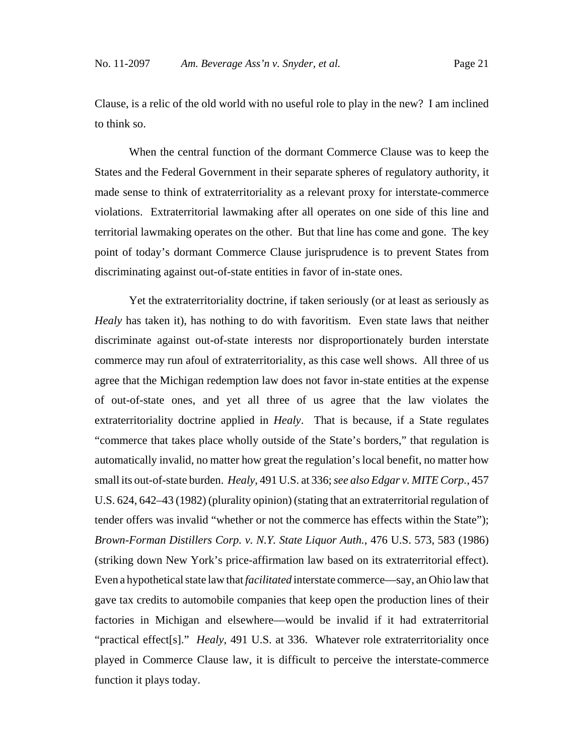Clause, is a relic of the old world with no useful role to play in the new? I am inclined to think so.

When the central function of the dormant Commerce Clause was to keep the States and the Federal Government in their separate spheres of regulatory authority, it made sense to think of extraterritoriality as a relevant proxy for interstate-commerce violations. Extraterritorial lawmaking after all operates on one side of this line and territorial lawmaking operates on the other. But that line has come and gone. The key point of today's dormant Commerce Clause jurisprudence is to prevent States from discriminating against out-of-state entities in favor of in-state ones.

Yet the extraterritoriality doctrine, if taken seriously (or at least as seriously as *Healy* has taken it), has nothing to do with favoritism. Even state laws that neither discriminate against out-of-state interests nor disproportionately burden interstate commerce may run afoul of extraterritoriality, as this case well shows. All three of us agree that the Michigan redemption law does not favor in-state entities at the expense of out-of-state ones, and yet all three of us agree that the law violates the extraterritoriality doctrine applied in *Healy*. That is because, if a State regulates "commerce that takes place wholly outside of the State's borders," that regulation is automatically invalid, no matter how great the regulation's local benefit, no matter how small its out-of-state burden. *Healy*, 491 U.S. at 336; *see also Edgar v. MITE Corp.*, 457 U.S. 624, 642–43 (1982) (plurality opinion) (stating that an extraterritorial regulation of tender offers was invalid "whether or not the commerce has effects within the State"); *Brown-Forman Distillers Corp. v. N.Y. State Liquor Auth.*, 476 U.S. 573, 583 (1986) (striking down New York's price-affirmation law based on its extraterritorial effect). Even a hypothetical state law that *facilitated* interstate commerce—say, an Ohio law that gave tax credits to automobile companies that keep open the production lines of their factories in Michigan and elsewhere—would be invalid if it had extraterritorial "practical effect[s]." *Healy*, 491 U.S. at 336. Whatever role extraterritoriality once played in Commerce Clause law, it is difficult to perceive the interstate-commerce function it plays today.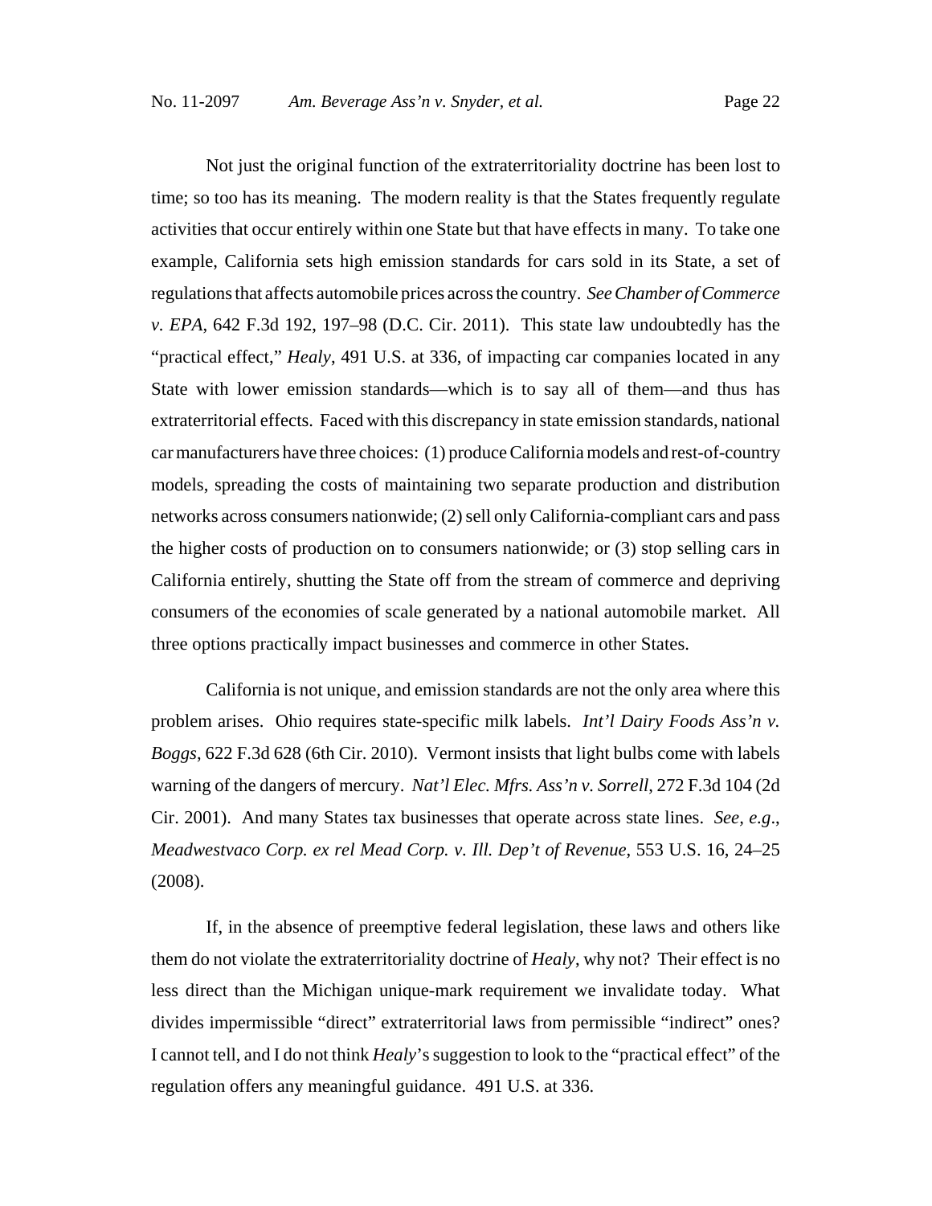Not just the original function of the extraterritoriality doctrine has been lost to time; so too has its meaning. The modern reality is that the States frequently regulate activities that occur entirely within one State but that have effects in many. To take one example, California sets high emission standards for cars sold in its State, a set of regulations that affects automobile prices across the country. *See Chamber of Commerce v. EPA*, 642 F.3d 192, 197–98 (D.C. Cir. 2011). This state law undoubtedly has the "practical effect," *Healy*, 491 U.S. at 336, of impacting car companies located in any State with lower emission standards—which is to say all of them—and thus has extraterritorial effects. Faced with this discrepancy in state emission standards, national car manufacturers have three choices: (1) produce California models and rest-of-country models, spreading the costs of maintaining two separate production and distribution networks across consumers nationwide; (2) sell only California-compliant cars and pass the higher costs of production on to consumers nationwide; or (3) stop selling cars in California entirely, shutting the State off from the stream of commerce and depriving consumers of the economies of scale generated by a national automobile market. All three options practically impact businesses and commerce in other States.

California is not unique, and emission standards are not the only area where this problem arises. Ohio requires state-specific milk labels. *Int'l Dairy Foods Ass'n v. Boggs*, 622 F.3d 628 (6th Cir. 2010). Vermont insists that light bulbs come with labels warning of the dangers of mercury. *Nat'l Elec. Mfrs. Ass'n v. Sorrell*, 272 F.3d 104 (2d Cir. 2001). And many States tax businesses that operate across state lines. *See, e.g.*, *Meadwestvaco Corp. ex rel Mead Corp. v. Ill. Dep't of Revenue*, 553 U.S. 16, 24–25 (2008).

If, in the absence of preemptive federal legislation, these laws and others like them do not violate the extraterritoriality doctrine of *Healy*, why not? Their effect is no less direct than the Michigan unique-mark requirement we invalidate today. What divides impermissible "direct" extraterritorial laws from permissible "indirect" ones? I cannot tell, and I do not think *Healy*'s suggestion to look to the "practical effect" of the regulation offers any meaningful guidance. 491 U.S. at 336.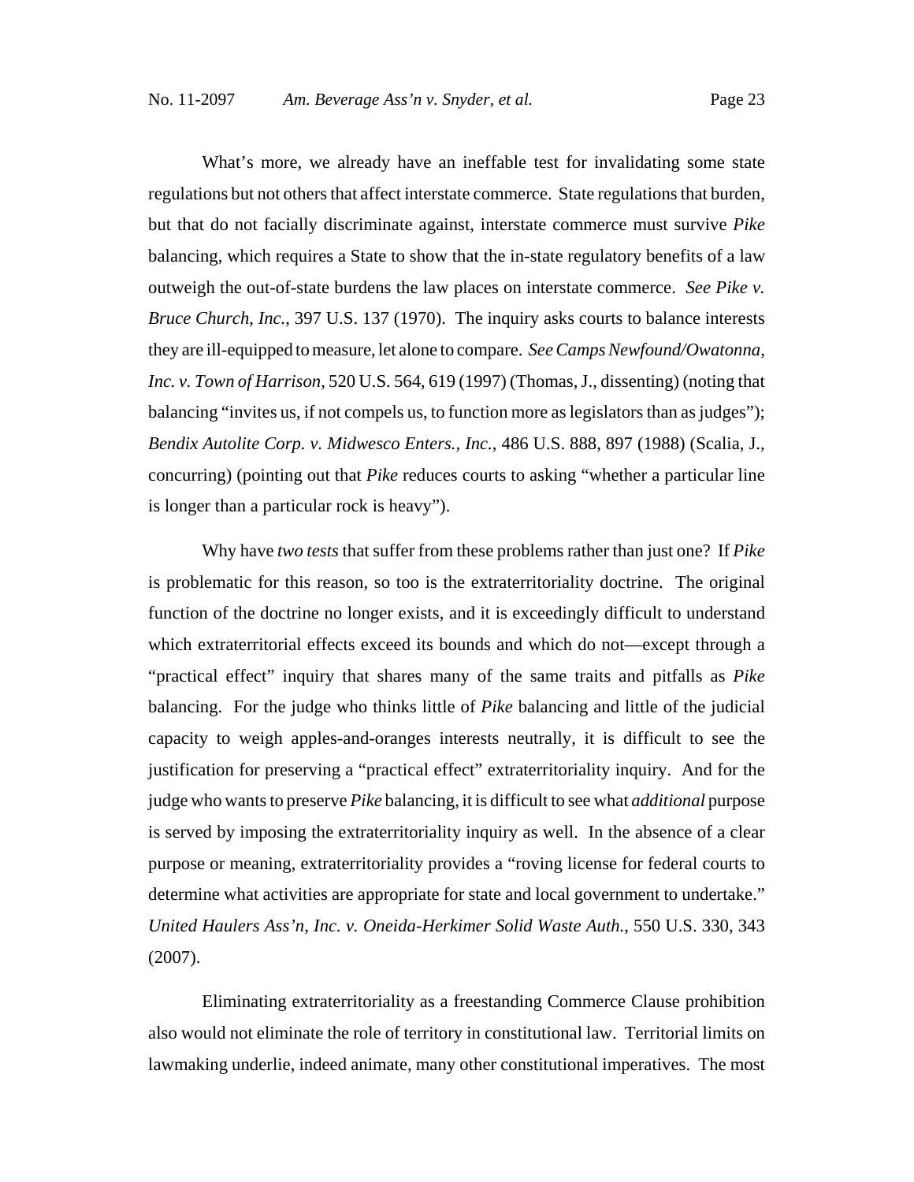What's more, we already have an ineffable test for invalidating some state regulations but not others that affect interstate commerce. State regulations that burden, but that do not facially discriminate against, interstate commerce must survive *Pike* balancing, which requires a State to show that the in-state regulatory benefits of a law outweigh the out-of-state burdens the law places on interstate commerce. *See Pike v. Bruce Church, Inc.*, 397 U.S. 137 (1970). The inquiry asks courts to balance interests they are ill-equipped to measure, let alone to compare. *See Camps Newfound/Owatonna, Inc. v. Town of Harrison*, 520 U.S. 564, 619 (1997) (Thomas, J., dissenting) (noting that balancing "invites us, if not compels us, to function more as legislators than as judges"); *Bendix Autolite Corp. v. Midwesco Enters., Inc.*, 486 U.S. 888, 897 (1988) (Scalia, J., concurring) (pointing out that *Pike* reduces courts to asking "whether a particular line is longer than a particular rock is heavy").

Why have *two tests* that suffer from these problems rather than just one? If *Pike* is problematic for this reason, so too is the extraterritoriality doctrine. The original function of the doctrine no longer exists, and it is exceedingly difficult to understand which extraterritorial effects exceed its bounds and which do not—except through a "practical effect" inquiry that shares many of the same traits and pitfalls as *Pike* balancing. For the judge who thinks little of *Pike* balancing and little of the judicial capacity to weigh apples-and-oranges interests neutrally, it is difficult to see the justification for preserving a "practical effect" extraterritoriality inquiry. And for the judge who wants to preserve *Pike* balancing, it is difficult to see what *additional* purpose is served by imposing the extraterritoriality inquiry as well. In the absence of a clear purpose or meaning, extraterritoriality provides a "roving license for federal courts to determine what activities are appropriate for state and local government to undertake." *United Haulers Ass'n, Inc. v. Oneida-Herkimer Solid Waste Auth.*, 550 U.S. 330, 343 (2007).

Eliminating extraterritoriality as a freestanding Commerce Clause prohibition also would not eliminate the role of territory in constitutional law. Territorial limits on lawmaking underlie, indeed animate, many other constitutional imperatives. The most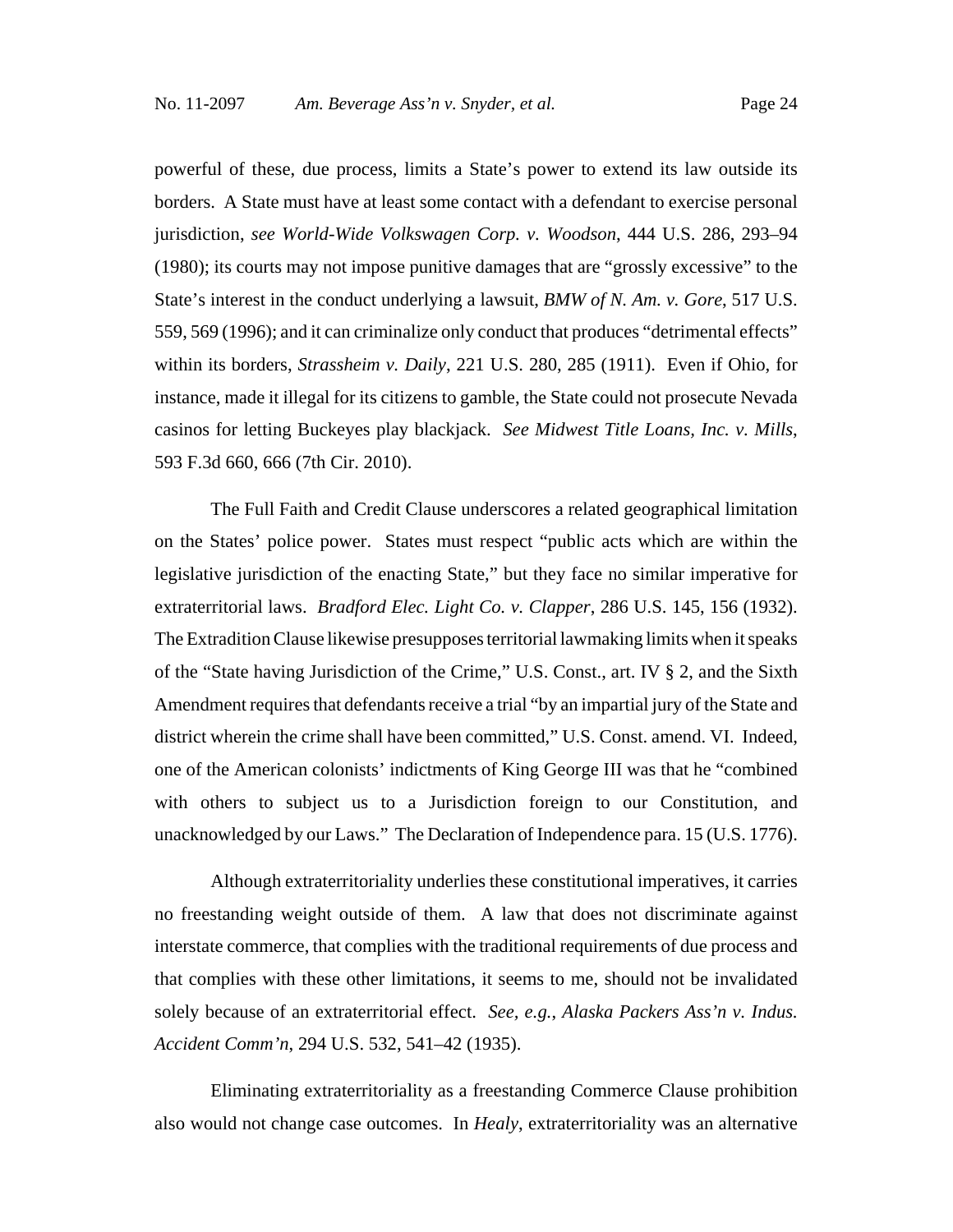powerful of these, due process, limits a State's power to extend its law outside its borders. A State must have at least some contact with a defendant to exercise personal jurisdiction, *see World-Wide Volkswagen Corp. v. Woodson*, 444 U.S. 286, 293–94 (1980); its courts may not impose punitive damages that are "grossly excessive" to the State's interest in the conduct underlying a lawsuit, *BMW of N. Am. v. Gore*, 517 U.S. 559, 569 (1996); and it can criminalize only conduct that produces "detrimental effects" within its borders, *Strassheim v. Daily*, 221 U.S. 280, 285 (1911). Even if Ohio, for instance, made it illegal for its citizens to gamble, the State could not prosecute Nevada casinos for letting Buckeyes play blackjack. *See Midwest Title Loans, Inc. v. Mills*, 593 F.3d 660, 666 (7th Cir. 2010).

The Full Faith and Credit Clause underscores a related geographical limitation on the States' police power. States must respect "public acts which are within the legislative jurisdiction of the enacting State," but they face no similar imperative for extraterritorial laws. *Bradford Elec. Light Co. v. Clapper*, 286 U.S. 145, 156 (1932). The Extradition Clause likewise presupposes territorial lawmaking limits when it speaks of the "State having Jurisdiction of the Crime," U.S. Const., art. IV § 2, and the Sixth Amendment requires that defendants receive a trial "by an impartial jury of the State and district wherein the crime shall have been committed," U.S. Const. amend. VI. Indeed, one of the American colonists' indictments of King George III was that he "combined with others to subject us to a Jurisdiction foreign to our Constitution, and unacknowledged by our Laws." The Declaration of Independence para. 15 (U.S. 1776).

Although extraterritoriality underlies these constitutional imperatives, it carries no freestanding weight outside of them. A law that does not discriminate against interstate commerce, that complies with the traditional requirements of due process and that complies with these other limitations, it seems to me, should not be invalidated solely because of an extraterritorial effect. *See, e.g.*, *Alaska Packers Ass'n v. Indus. Accident Comm'n*, 294 U.S. 532, 541–42 (1935).

Eliminating extraterritoriality as a freestanding Commerce Clause prohibition also would not change case outcomes. In *Healy*, extraterritoriality was an alternative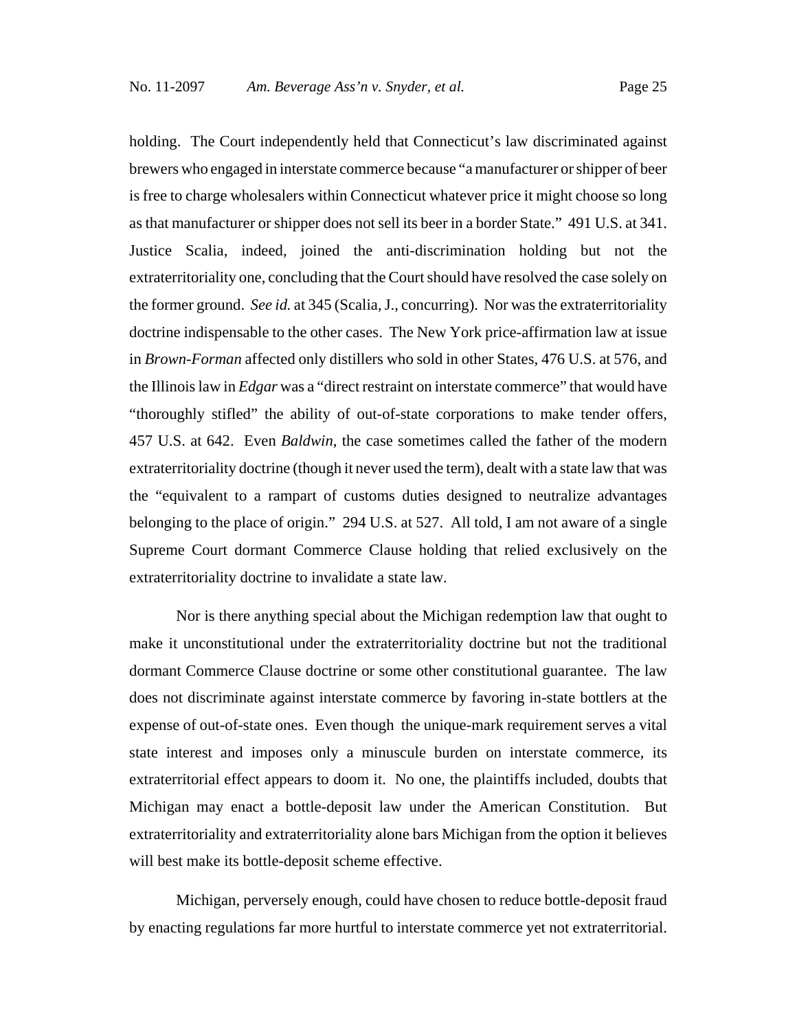holding. The Court independently held that Connecticut's law discriminated against brewers who engaged in interstate commerce because "a manufacturer or shipper of beer is free to charge wholesalers within Connecticut whatever price it might choose so long as that manufacturer or shipper does not sell its beer in a border State." 491 U.S. at 341. Justice Scalia, indeed, joined the anti-discrimination holding but not the extraterritoriality one, concluding that the Court should have resolved the case solely on the former ground. *See id.* at 345 (Scalia, J., concurring). Nor was the extraterritoriality doctrine indispensable to the other cases. The New York price-affirmation law at issue in *Brown-Forman* affected only distillers who sold in other States, 476 U.S. at 576, and the Illinois law in *Edgar* was a "direct restraint on interstate commerce" that would have "thoroughly stifled" the ability of out-of-state corporations to make tender offers, 457 U.S. at 642. Even *Baldwin*, the case sometimes called the father of the modern extraterritoriality doctrine (though it never used the term), dealt with a state law that was the "equivalent to a rampart of customs duties designed to neutralize advantages belonging to the place of origin." 294 U.S. at 527. All told, I am not aware of a single Supreme Court dormant Commerce Clause holding that relied exclusively on the extraterritoriality doctrine to invalidate a state law.

Nor is there anything special about the Michigan redemption law that ought to make it unconstitutional under the extraterritoriality doctrine but not the traditional dormant Commerce Clause doctrine or some other constitutional guarantee. The law does not discriminate against interstate commerce by favoring in-state bottlers at the expense of out-of-state ones. Even though the unique-mark requirement serves a vital state interest and imposes only a minuscule burden on interstate commerce, its extraterritorial effect appears to doom it. No one, the plaintiffs included, doubts that Michigan may enact a bottle-deposit law under the American Constitution. But extraterritoriality and extraterritoriality alone bars Michigan from the option it believes will best make its bottle-deposit scheme effective.

Michigan, perversely enough, could have chosen to reduce bottle-deposit fraud by enacting regulations far more hurtful to interstate commerce yet not extraterritorial.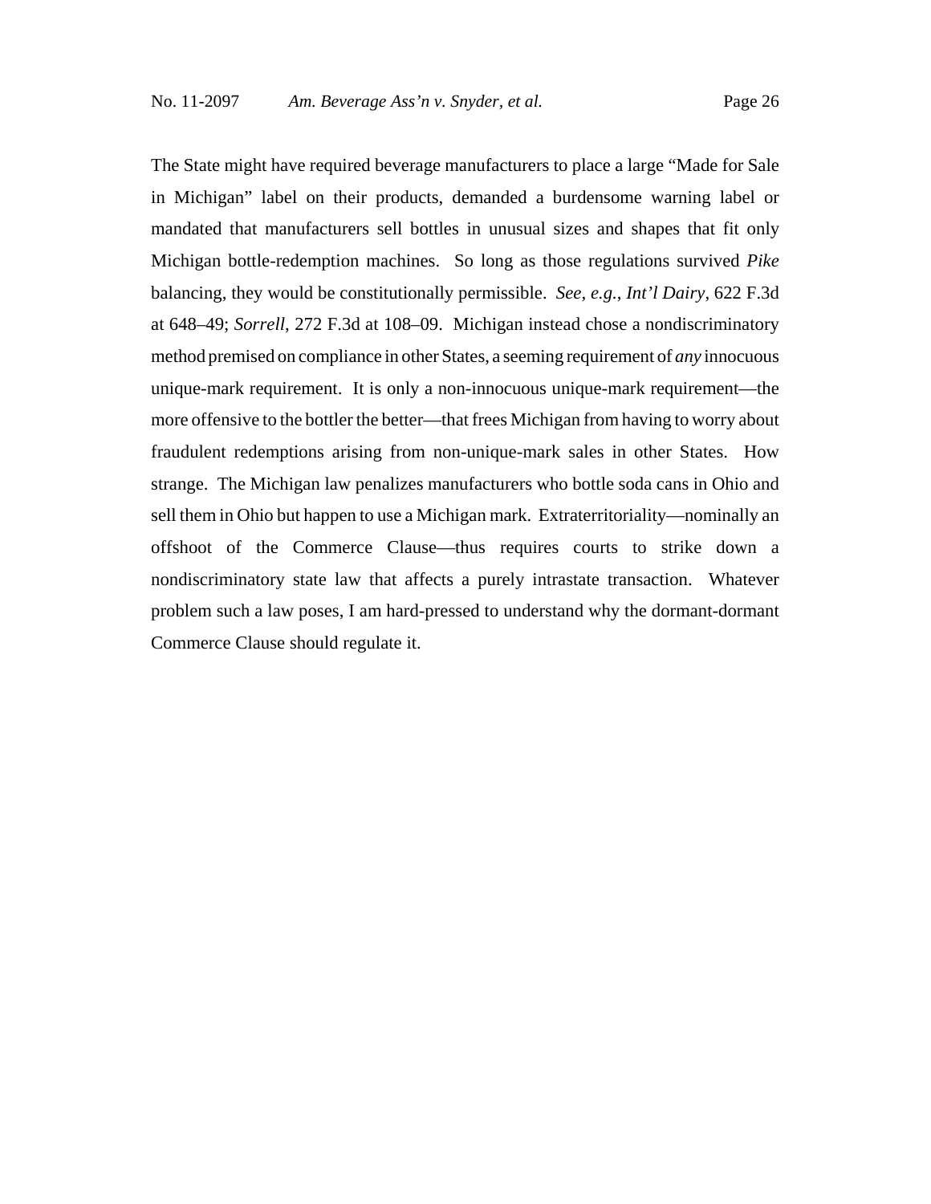The State might have required beverage manufacturers to place a large "Made for Sale in Michigan" label on their products, demanded a burdensome warning label or mandated that manufacturers sell bottles in unusual sizes and shapes that fit only Michigan bottle-redemption machines. So long as those regulations survived *Pike* balancing, they would be constitutionally permissible. *See, e.g.*, *Int'l Dairy*, 622 F.3d at 648–49; *Sorrell*, 272 F.3d at 108–09. Michigan instead chose a nondiscriminatory method premised on compliance in other States, a seeming requirement of *any* innocuous unique-mark requirement. It is only a non-innocuous unique-mark requirement—the more offensive to the bottler the better—that frees Michigan from having to worry about fraudulent redemptions arising from non-unique-mark sales in other States. How strange. The Michigan law penalizes manufacturers who bottle soda cans in Ohio and sell them in Ohio but happen to use a Michigan mark. Extraterritoriality—nominally an offshoot of the Commerce Clause—thus requires courts to strike down a nondiscriminatory state law that affects a purely intrastate transaction. Whatever problem such a law poses, I am hard-pressed to understand why the dormant-dormant Commerce Clause should regulate it.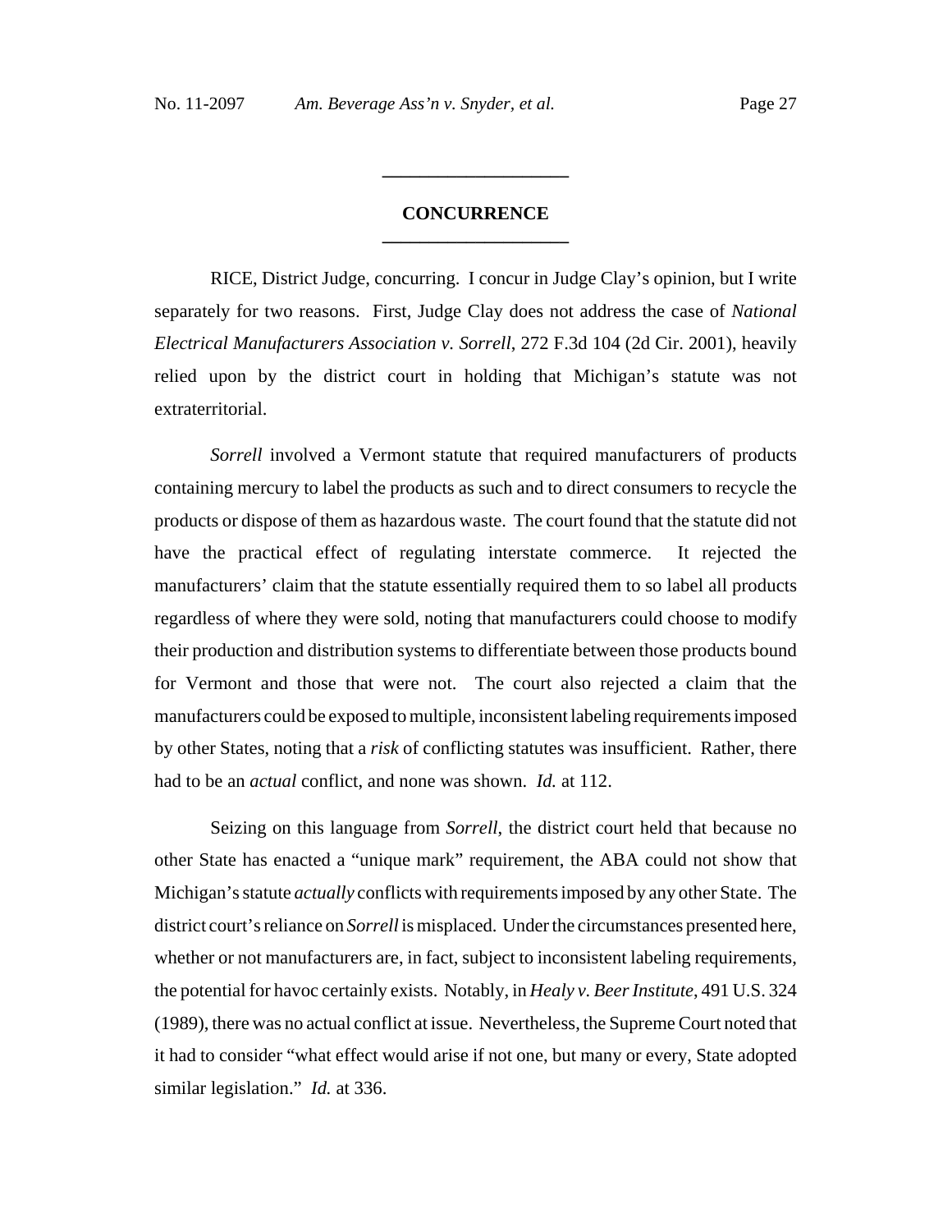## CONCURRENCE

RICE, District Judge, concurring. I concur in Judge Clay's opinion, but I write separately for two reasons. First, Judge Clay does not address the case of *National Electrical Manufacturers Association v. Sorrell*, 272 F.3d 104 (2d Cir. 2001), heavily relied upon by the district court in holding that Michigan's statute was not extraterritorial.

*Sorrell* involved a Vermont statute that required manufacturers of products containing mercury to label the products as such and to direct consumers to recycle the products or dispose of them as hazardous waste. The court found that the statute did not have the practical effect of regulating interstate commerce. It rejected the manufacturers' claim that the statute essentially required them to so label all products regardless of where they were sold, noting that manufacturers could choose to modify their production and distribution systems to differentiate between those products bound for Vermont and those that were not. The court also rejected a claim that the manufacturers could be exposed to multiple, inconsistent labeling requirements imposed by other States, noting that a *risk* of conflicting statutes was insufficient. Rather, there had to be an *actual* conflict, and none was shown. *Id.* at 112.

Seizing on this language from *Sorrell*, the district court held that because no other State has enacted a "unique mark" requirement, the ABA could not show that Michigan's statute *actually* conflicts with requirements imposed by any other State. The district court's reliance on *Sorrell* is misplaced. Under the circumstances presented here, whether or not manufacturers are, in fact, subject to inconsistent labeling requirements, the potential for havoc certainly exists. Notably, in *Healy v. Beer Institute*, 491 U.S. 324 (1989), there was no actual conflict at issue. Nevertheless, the Supreme Court noted that it had to consider "what effect would arise if not one, but many or every, State adopted similar legislation." *Id.* at 336.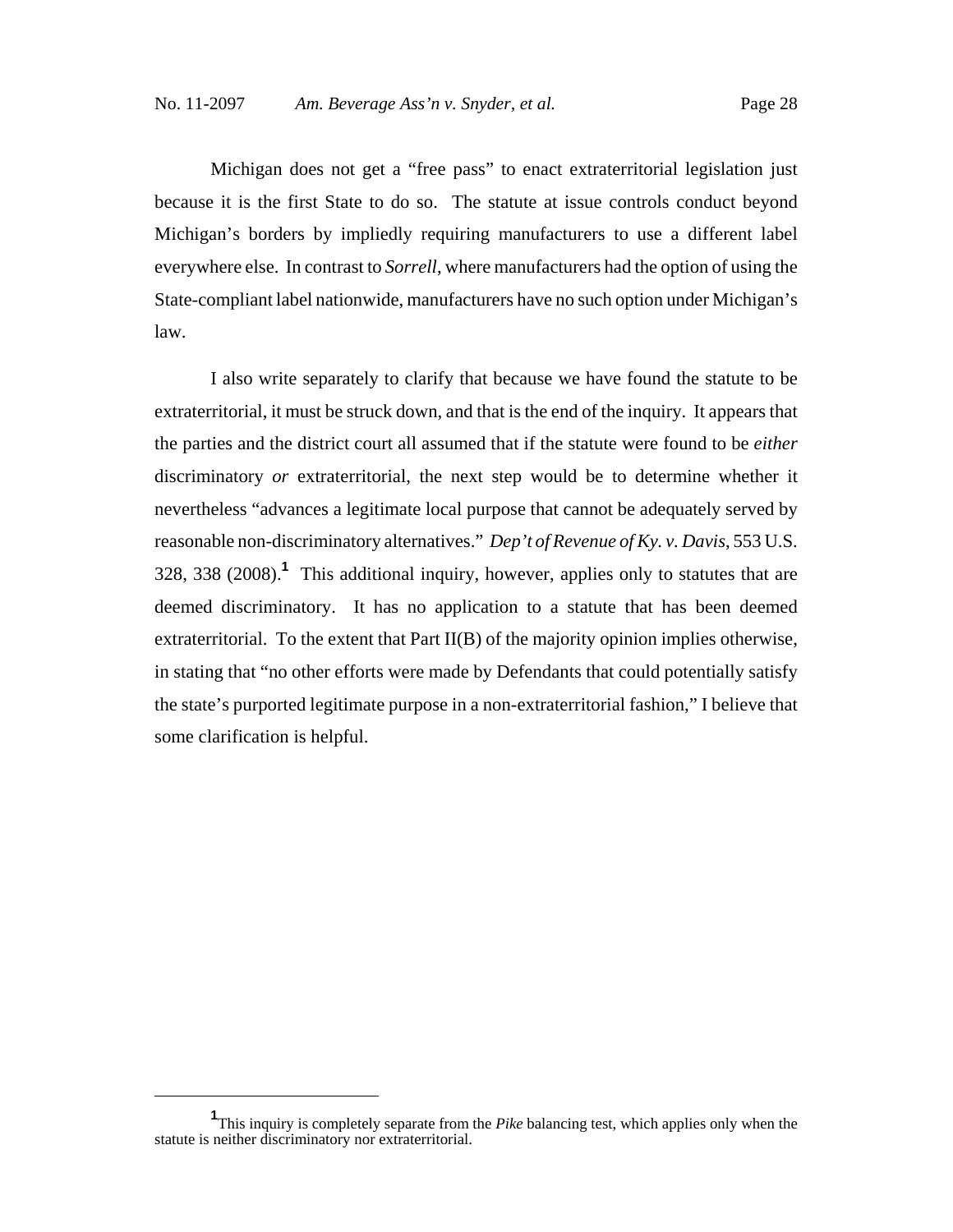Michigan does not get a "free pass" to enact extraterritorial legislation just because it is the first State to do so. The statute at issue controls conduct beyond Michigan's borders by impliedly requiring manufacturers to use a different label everywhere else. In contrast to *Sorrell*, where manufacturers had the option of using the State-compliant label nationwide, manufacturers have no such option under Michigan's law.

I also write separately to clarify that because we have found the statute to be extraterritorial, it must be struck down, and that is the end of the inquiry. It appears that the parties and the district court all assumed that if the statute were found to be *either* discriminatory *or* extraterritorial, the next step would be to determine whether it nevertheless "advances a legitimate local purpose that cannot be adequately served by reasonable non-discriminatory alternatives." *Dep't of Revenue of Ky. v. Davis*, 553 U.S. 328, 338 (2008).[1] This additional inquiry, however, applies only to statutes that are deemed discriminatory. It has no application to a statute that has been deemed extraterritorial. To the extent that Part II(B) of the majority opinion implies otherwise, in stating that "no other efforts were made by Defendants that could potentially satisfy the state's purported legitimate purpose in a non-extraterritorial fashion," I believe that some clarification is helpful.

---

[1] This inquiry is completely separate from the *Pike* balancing test, which applies only when the statute is neither discriminatory nor extraterritorial.